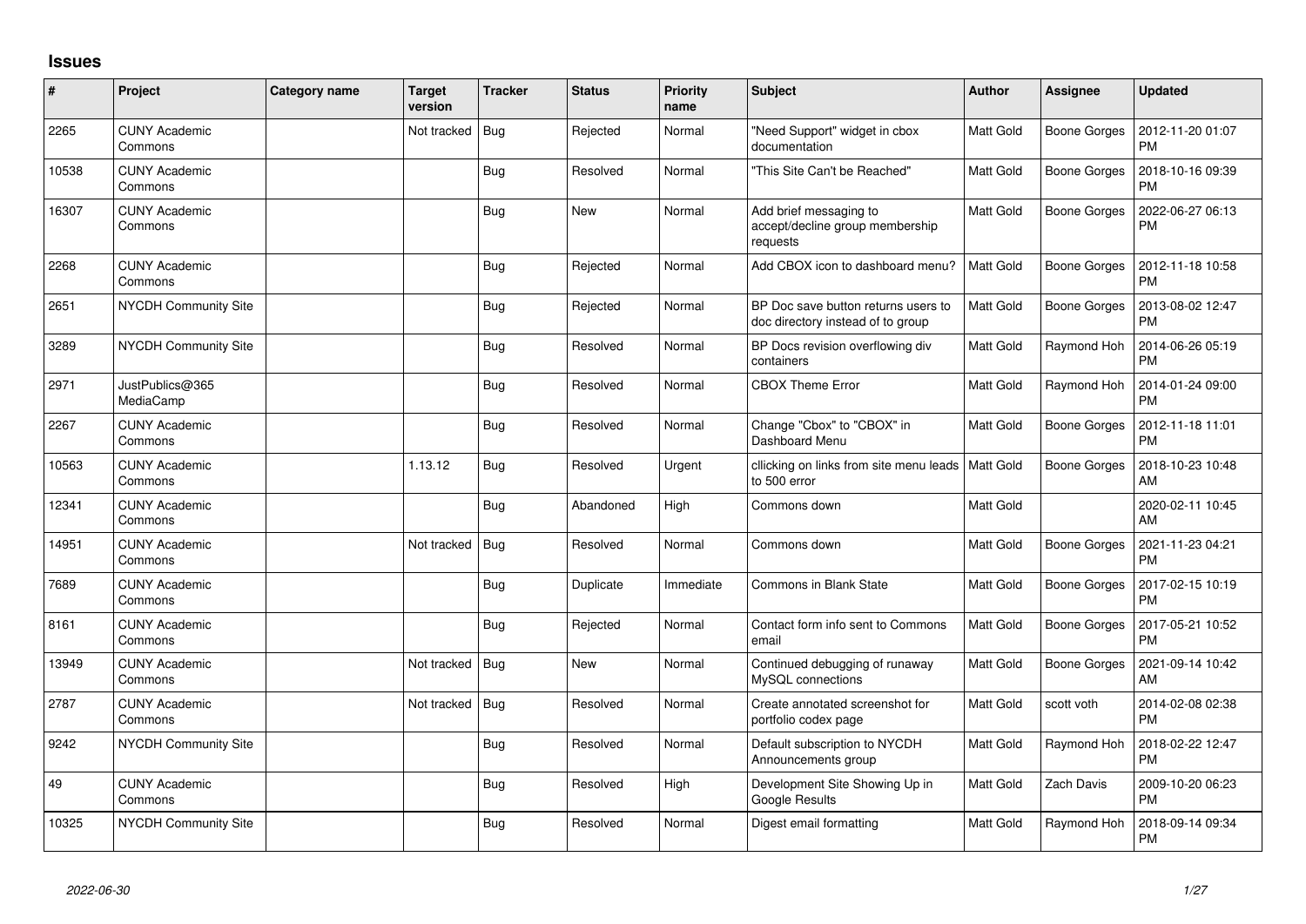## Issues

| # | Project | Category name | Target version | Tracker | Status | Priority name | Subject | Author | Assignee | Updated |
|---|---|---|---|---|---|---|---|---|---|---|
| 2265 | CUNY Academic Commons | | Not tracked | Bug | Rejected | Normal | "Need Support" widget in cbox documentation | Matt Gold | Boone Gorges | 2012-11-20 01:07 PM |
| 10538 | CUNY Academic Commons | | | Bug | Resolved | Normal | "This Site Can't be Reached" | Matt Gold | Boone Gorges | 2018-10-16 09:39 PM |
| 16307 | CUNY Academic Commons | | | Bug | New | Normal | Add brief messaging to accept/decline group membership requests | Matt Gold | Boone Gorges | 2022-06-27 06:13 PM |
| 2268 | CUNY Academic Commons | | | Bug | Rejected | Normal | Add CBOX icon to dashboard menu? | Matt Gold | Boone Gorges | 2012-11-18 10:58 PM |
| 2651 | NYCDH Community Site | | | Bug | Rejected | Normal | BP Doc save button returns users to doc directory instead of to group | Matt Gold | Boone Gorges | 2013-08-02 12:47 PM |
| 3289 | NYCDH Community Site | | | Bug | Resolved | Normal | BP Docs revision overflowing div containers | Matt Gold | Raymond Hoh | 2014-06-26 05:19 PM |
| 2971 | JustPublics@365 MediaCamp | | | Bug | Resolved | Normal | CBOX Theme Error | Matt Gold | Raymond Hoh | 2014-01-24 09:00 PM |
| 2267 | CUNY Academic Commons | | | Bug | Resolved | Normal | Change "Cbox" to "CBOX" in Dashboard Menu | Matt Gold | Boone Gorges | 2012-11-18 11:01 PM |
| 10563 | CUNY Academic Commons | | 1.13.12 | Bug | Resolved | Urgent | cllicking on links from site menu leads to 500 error | Matt Gold | Boone Gorges | 2018-10-23 10:48 AM |
| 12341 | CUNY Academic Commons | | | Bug | Abandoned | High | Commons down | Matt Gold | | 2020-02-11 10:45 AM |
| 14951 | CUNY Academic Commons | | Not tracked | Bug | Resolved | Normal | Commons down | Matt Gold | Boone Gorges | 2021-11-23 04:21 PM |
| 7689 | CUNY Academic Commons | | | Bug | Duplicate | Immediate | Commons in Blank State | Matt Gold | Boone Gorges | 2017-02-15 10:19 PM |
| 8161 | CUNY Academic Commons | | | Bug | Rejected | Normal | Contact form info sent to Commons email | Matt Gold | Boone Gorges | 2017-05-21 10:52 PM |
| 13949 | CUNY Academic Commons | | Not tracked | Bug | New | Normal | Continued debugging of runaway MySQL connections | Matt Gold | Boone Gorges | 2021-09-14 10:42 AM |
| 2787 | CUNY Academic Commons | | Not tracked | Bug | Resolved | Normal | Create annotated screenshot for portfolio codex page | Matt Gold | scott voth | 2014-02-08 02:38 PM |
| 9242 | NYCDH Community Site | | | Bug | Resolved | Normal | Default subscription to NYCDH Announcements group | Matt Gold | Raymond Hoh | 2018-02-22 12:47 PM |
| 49 | CUNY Academic Commons | | | Bug | Resolved | High | Development Site Showing Up in Google Results | Matt Gold | Zach Davis | 2009-10-20 06:23 PM |
| 10325 | NYCDH Community Site | | | Bug | Resolved | Normal | Digest email formatting | Matt Gold | Raymond Hoh | 2018-09-14 09:34 PM |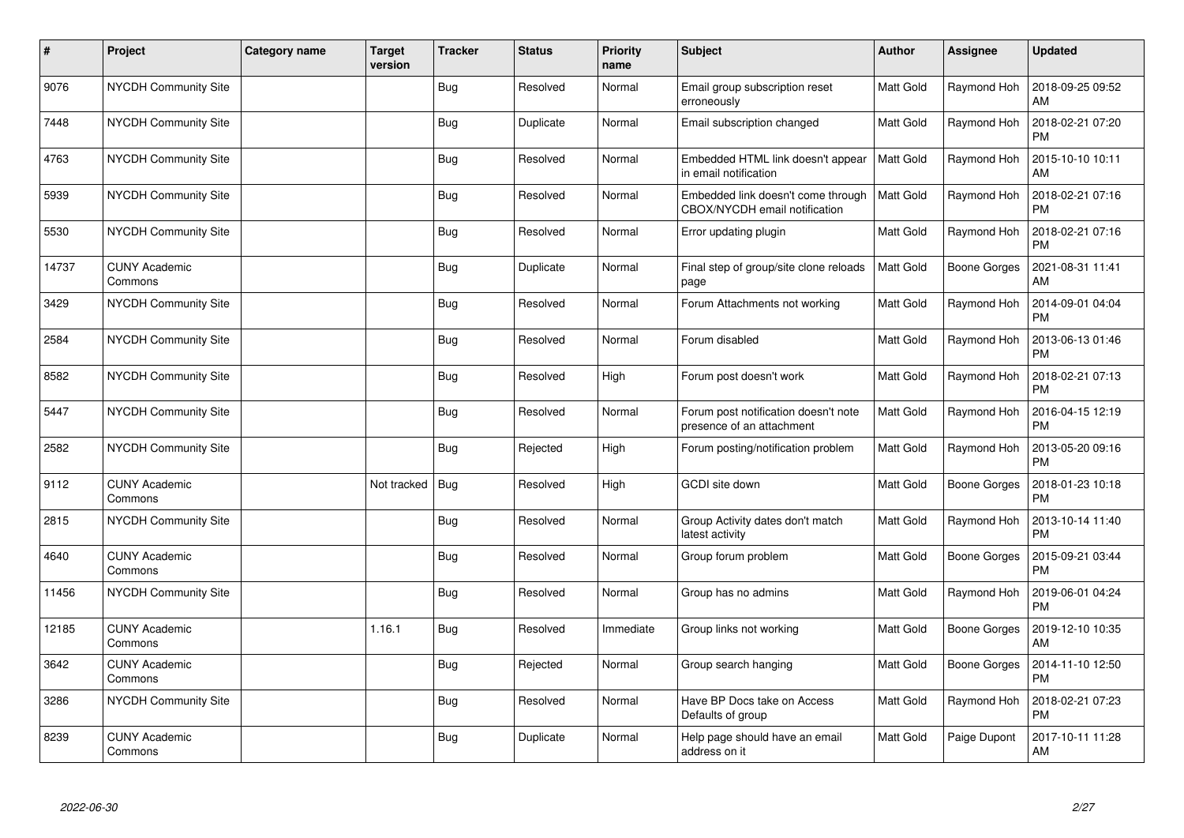| # | Project | Category name | Target version | Tracker | Status | Priority name | Subject | Author | Assignee | Updated |
|---|---|---|---|---|---|---|---|---|---|---|
| 9076 | NYCDH Community Site | | | Bug | Resolved | Normal | Email group subscription reset erroneously | Matt Gold | Raymond Hoh | 2018-09-25 09:52 AM |
| 7448 | NYCDH Community Site | | | Bug | Duplicate | Normal | Email subscription changed | Matt Gold | Raymond Hoh | 2018-02-21 07:20 PM |
| 4763 | NYCDH Community Site | | | Bug | Resolved | Normal | Embedded HTML link doesn't appear in email notification | Matt Gold | Raymond Hoh | 2015-10-10 10:11 AM |
| 5939 | NYCDH Community Site | | | Bug | Resolved | Normal | Embedded link doesn't come through CBOX/NYCDH email notification | Matt Gold | Raymond Hoh | 2018-02-21 07:16 PM |
| 5530 | NYCDH Community Site | | | Bug | Resolved | Normal | Error updating plugin | Matt Gold | Raymond Hoh | 2018-02-21 07:16 PM |
| 14737 | CUNY Academic Commons | | | Bug | Duplicate | Normal | Final step of group/site clone reloads page | Matt Gold | Boone Gorges | 2021-08-31 11:41 AM |
| 3429 | NYCDH Community Site | | | Bug | Resolved | Normal | Forum Attachments not working | Matt Gold | Raymond Hoh | 2014-09-01 04:04 PM |
| 2584 | NYCDH Community Site | | | Bug | Resolved | Normal | Forum disabled | Matt Gold | Raymond Hoh | 2013-06-13 01:46 PM |
| 8582 | NYCDH Community Site | | | Bug | Resolved | High | Forum post doesn't work | Matt Gold | Raymond Hoh | 2018-02-21 07:13 PM |
| 5447 | NYCDH Community Site | | | Bug | Resolved | Normal | Forum post notification doesn't note presence of an attachment | Matt Gold | Raymond Hoh | 2016-04-15 12:19 PM |
| 2582 | NYCDH Community Site | | | Bug | Rejected | High | Forum posting/notification problem | Matt Gold | Raymond Hoh | 2013-05-20 09:16 PM |
| 9112 | CUNY Academic Commons | | Not tracked | Bug | Resolved | High | GCDI site down | Matt Gold | Boone Gorges | 2018-01-23 10:18 PM |
| 2815 | NYCDH Community Site | | | Bug | Resolved | Normal | Group Activity dates don't match latest activity | Matt Gold | Raymond Hoh | 2013-10-14 11:40 PM |
| 4640 | CUNY Academic Commons | | | Bug | Resolved | Normal | Group forum problem | Matt Gold | Boone Gorges | 2015-09-21 03:44 PM |
| 11456 | NYCDH Community Site | | | Bug | Resolved | Normal | Group has no admins | Matt Gold | Raymond Hoh | 2019-06-01 04:24 PM |
| 12185 | CUNY Academic Commons | | 1.16.1 | Bug | Resolved | Immediate | Group links not working | Matt Gold | Boone Gorges | 2019-12-10 10:35 AM |
| 3642 | CUNY Academic Commons | | | Bug | Rejected | Normal | Group search hanging | Matt Gold | Boone Gorges | 2014-11-10 12:50 PM |
| 3286 | NYCDH Community Site | | | Bug | Resolved | Normal | Have BP Docs take on Access Defaults of group | Matt Gold | Raymond Hoh | 2018-02-21 07:23 PM |
| 8239 | CUNY Academic Commons | | | Bug | Duplicate | Normal | Help page should have an email address on it | Matt Gold | Paige Dupont | 2017-10-11 11:28 AM |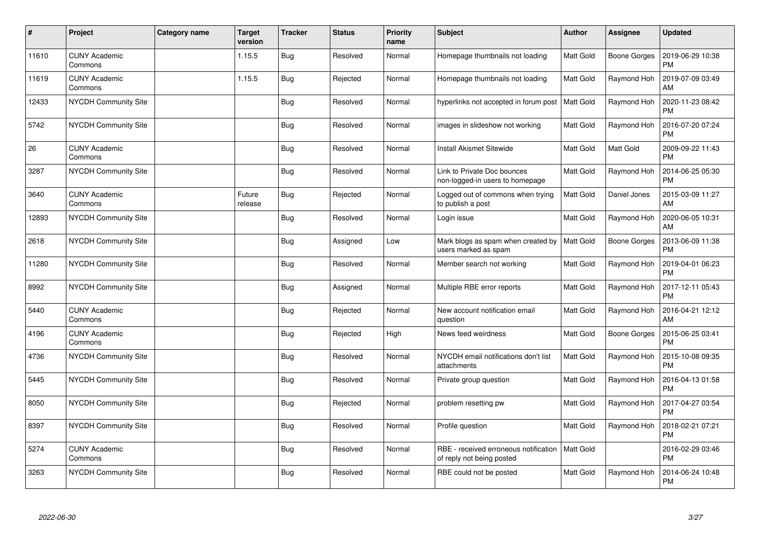| # | Project | Category name | Target version | Tracker | Status | Priority name | Subject | Author | Assignee | Updated |
|---|---|---|---|---|---|---|---|---|---|---|
| 11610 | CUNY Academic Commons | | 1.15.5 | Bug | Resolved | Normal | Homepage thumbnails not loading | Matt Gold | Boone Gorges | 2019-06-29 10:38 PM |
| 11619 | CUNY Academic Commons | | 1.15.5 | Bug | Rejected | Normal | Homepage thumbnails not loading | Matt Gold | Raymond Hoh | 2019-07-09 03:49 AM |
| 12433 | NYCDH Community Site | | | Bug | Resolved | Normal | hyperlinks not accepted in forum post | Matt Gold | Raymond Hoh | 2020-11-23 08:42 PM |
| 5742 | NYCDH Community Site | | | Bug | Resolved | Normal | images in slideshow not working | Matt Gold | Raymond Hoh | 2016-07-20 07:24 PM |
| 26 | CUNY Academic Commons | | | Bug | Resolved | Normal | Install Akismet Sitewide | Matt Gold | Matt Gold | 2009-09-22 11:43 PM |
| 3287 | NYCDH Community Site | | | Bug | Resolved | Normal | Link to Private Doc bounces non-logged-in users to homepage | Matt Gold | Raymond Hoh | 2014-06-25 05:30 PM |
| 3640 | CUNY Academic Commons | | Future release | Bug | Rejected | Normal | Logged out of commons when trying to publish a post | Matt Gold | Daniel Jones | 2015-03-09 11:27 AM |
| 12893 | NYCDH Community Site | | | Bug | Resolved | Normal | Login issue | Matt Gold | Raymond Hoh | 2020-06-05 10:31 AM |
| 2618 | NYCDH Community Site | | | Bug | Assigned | Low | Mark blogs as spam when created by users marked as spam | Matt Gold | Boone Gorges | 2013-06-09 11:38 PM |
| 11280 | NYCDH Community Site | | | Bug | Resolved | Normal | Member search not working | Matt Gold | Raymond Hoh | 2019-04-01 06:23 PM |
| 8992 | NYCDH Community Site | | | Bug | Assigned | Normal | Multiple RBE error reports | Matt Gold | Raymond Hoh | 2017-12-11 05:43 PM |
| 5440 | CUNY Academic Commons | | | Bug | Rejected | Normal | New account notification email question | Matt Gold | Raymond Hoh | 2016-04-21 12:12 AM |
| 4196 | CUNY Academic Commons | | | Bug | Rejected | High | News feed weirdness | Matt Gold | Boone Gorges | 2015-06-25 03:41 PM |
| 4736 | NYCDH Community Site | | | Bug | Resolved | Normal | NYCDH email notifications don't list attachments | Matt Gold | Raymond Hoh | 2015-10-08 09:35 PM |
| 5445 | NYCDH Community Site | | | Bug | Resolved | Normal | Private group question | Matt Gold | Raymond Hoh | 2016-04-13 01:58 PM |
| 8050 | NYCDH Community Site | | | Bug | Rejected | Normal | problem resetting pw | Matt Gold | Raymond Hoh | 2017-04-27 03:54 PM |
| 8397 | NYCDH Community Site | | | Bug | Resolved | Normal | Profile question | Matt Gold | Raymond Hoh | 2018-02-21 07:21 PM |
| 5274 | CUNY Academic Commons | | | Bug | Resolved | Normal | RBE - received erroneous notification of reply not being posted | Matt Gold | | 2016-02-29 03:46 PM |
| 3263 | NYCDH Community Site | | | Bug | Resolved | Normal | RBE could not be posted | Matt Gold | Raymond Hoh | 2014-06-24 10:48 PM |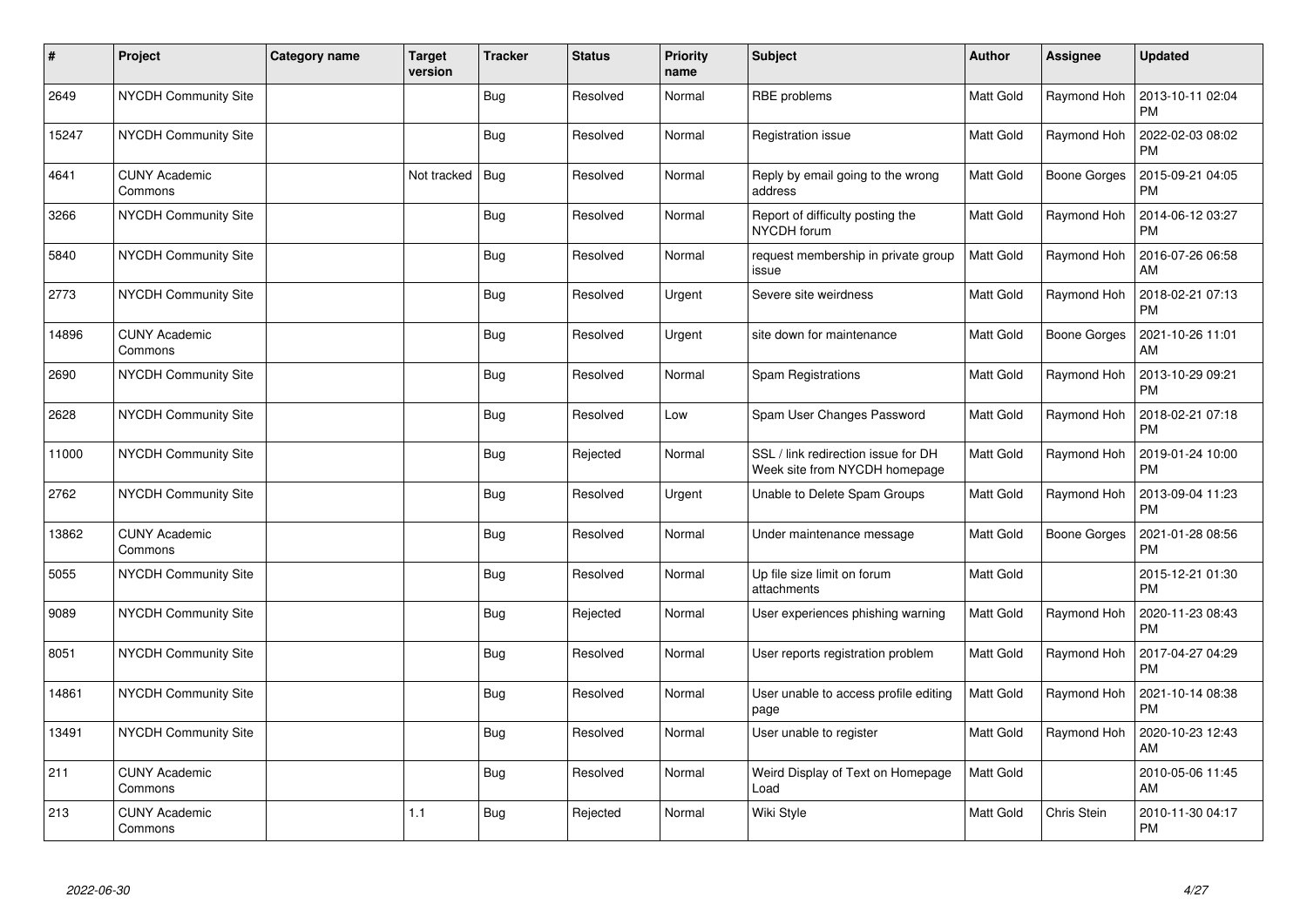| # | Project | Category name | Target version | Tracker | Status | Priority name | Subject | Author | Assignee | Updated |
|---|---|---|---|---|---|---|---|---|---|---|
| 2649 | NYCDH Community Site | | | Bug | Resolved | Normal | RBE problems | Matt Gold | Raymond Hoh | 2013-10-11 02:04 PM |
| 15247 | NYCDH Community Site | | | Bug | Resolved | Normal | Registration issue | Matt Gold | Raymond Hoh | 2022-02-03 08:02 PM |
| 4641 | CUNY Academic Commons | | Not tracked | Bug | Resolved | Normal | Reply by email going to the wrong address | Matt Gold | Boone Gorges | 2015-09-21 04:05 PM |
| 3266 | NYCDH Community Site | | | Bug | Resolved | Normal | Report of difficulty posting the NYCDH forum | Matt Gold | Raymond Hoh | 2014-06-12 03:27 PM |
| 5840 | NYCDH Community Site | | | Bug | Resolved | Normal | request membership in private group issue | Matt Gold | Raymond Hoh | 2016-07-26 06:58 AM |
| 2773 | NYCDH Community Site | | | Bug | Resolved | Urgent | Severe site weirdness | Matt Gold | Raymond Hoh | 2018-02-21 07:13 PM |
| 14896 | CUNY Academic Commons | | | Bug | Resolved | Urgent | site down for maintenance | Matt Gold | Boone Gorges | 2021-10-26 11:01 AM |
| 2690 | NYCDH Community Site | | | Bug | Resolved | Normal | Spam Registrations | Matt Gold | Raymond Hoh | 2013-10-29 09:21 PM |
| 2628 | NYCDH Community Site | | | Bug | Resolved | Low | Spam User Changes Password | Matt Gold | Raymond Hoh | 2018-02-21 07:18 PM |
| 11000 | NYCDH Community Site | | | Bug | Rejected | Normal | SSL / link redirection issue for DH Week site from NYCDH homepage | Matt Gold | Raymond Hoh | 2019-01-24 10:00 PM |
| 2762 | NYCDH Community Site | | | Bug | Resolved | Urgent | Unable to Delete Spam Groups | Matt Gold | Raymond Hoh | 2013-09-04 11:23 PM |
| 13862 | CUNY Academic Commons | | | Bug | Resolved | Normal | Under maintenance message | Matt Gold | Boone Gorges | 2021-01-28 08:56 PM |
| 5055 | NYCDH Community Site | | | Bug | Resolved | Normal | Up file size limit on forum attachments | Matt Gold | | 2015-12-21 01:30 PM |
| 9089 | NYCDH Community Site | | | Bug | Rejected | Normal | User experiences phishing warning | Matt Gold | Raymond Hoh | 2020-11-23 08:43 PM |
| 8051 | NYCDH Community Site | | | Bug | Resolved | Normal | User reports registration problem | Matt Gold | Raymond Hoh | 2017-04-27 04:29 PM |
| 14861 | NYCDH Community Site | | | Bug | Resolved | Normal | User unable to access profile editing page | Matt Gold | Raymond Hoh | 2021-10-14 08:38 PM |
| 13491 | NYCDH Community Site | | | Bug | Resolved | Normal | User unable to register | Matt Gold | Raymond Hoh | 2020-10-23 12:43 AM |
| 211 | CUNY Academic Commons | | | Bug | Resolved | Normal | Weird Display of Text on Homepage Load | Matt Gold | | 2010-05-06 11:45 AM |
| 213 | CUNY Academic Commons | | 1.1 | Bug | Rejected | Normal | Wiki Style | Matt Gold | Chris Stein | 2010-11-30 04:17 PM |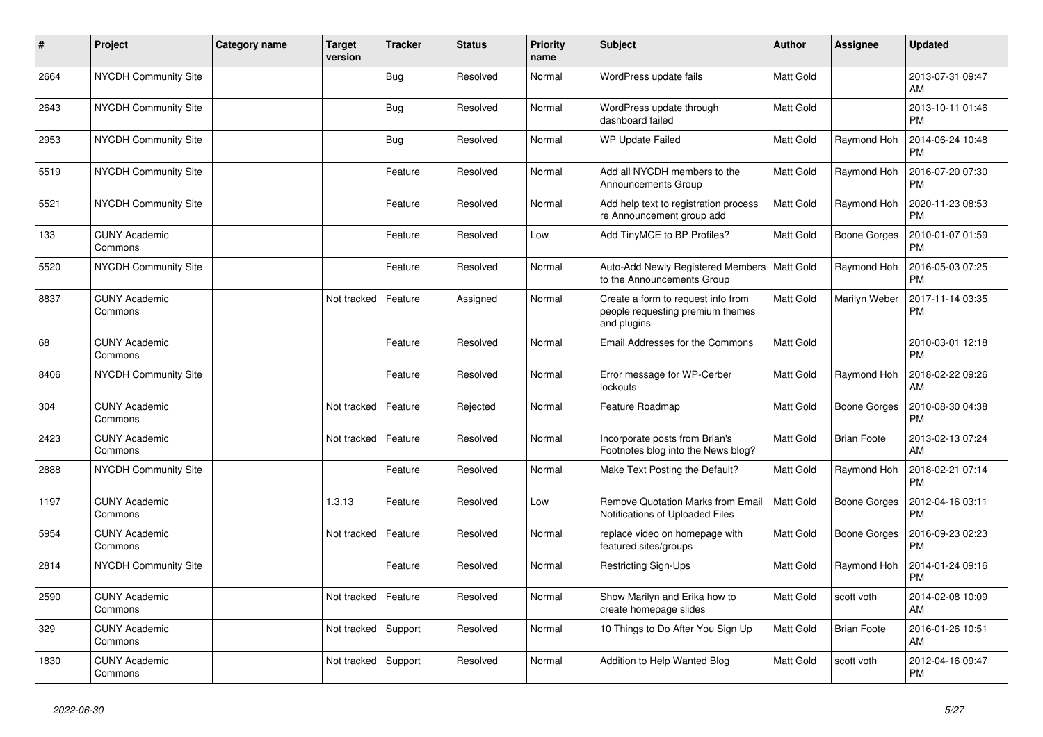| # | Project | Category name | Target version | Tracker | Status | Priority name | Subject | Author | Assignee | Updated |
|---|---|---|---|---|---|---|---|---|---|---|
| 2664 | NYCDH Community Site | | | Bug | Resolved | Normal | WordPress update fails | Matt Gold | | 2013-07-31 09:47 AM |
| 2643 | NYCDH Community Site | | | Bug | Resolved | Normal | WordPress update through dashboard failed | Matt Gold | | 2013-10-11 01:46 PM |
| 2953 | NYCDH Community Site | | | Bug | Resolved | Normal | WP Update Failed | Matt Gold | Raymond Hoh | 2014-06-24 10:48 PM |
| 5519 | NYCDH Community Site | | | Feature | Resolved | Normal | Add all NYCDH members to the Announcements Group | Matt Gold | Raymond Hoh | 2016-07-20 07:30 PM |
| 5521 | NYCDH Community Site | | | Feature | Resolved | Normal | Add help text to registration process re Announcement group add | Matt Gold | Raymond Hoh | 2020-11-23 08:53 PM |
| 133 | CUNY Academic Commons | | | Feature | Resolved | Low | Add TinyMCE to BP Profiles? | Matt Gold | Boone Gorges | 2010-01-07 01:59 PM |
| 5520 | NYCDH Community Site | | | Feature | Resolved | Normal | Auto-Add Newly Registered Members to the Announcements Group | Matt Gold | Raymond Hoh | 2016-05-03 07:25 PM |
| 8837 | CUNY Academic Commons | | Not tracked | Feature | Assigned | Normal | Create a form to request info from people requesting premium themes and plugins | Matt Gold | Marilyn Weber | 2017-11-14 03:35 PM |
| 68 | CUNY Academic Commons | | | Feature | Resolved | Normal | Email Addresses for the Commons | Matt Gold | | 2010-03-01 12:18 PM |
| 8406 | NYCDH Community Site | | | Feature | Resolved | Normal | Error message for WP-Cerber lockouts | Matt Gold | Raymond Hoh | 2018-02-22 09:26 AM |
| 304 | CUNY Academic Commons | | Not tracked | Feature | Rejected | Normal | Feature Roadmap | Matt Gold | Boone Gorges | 2010-08-30 04:38 PM |
| 2423 | CUNY Academic Commons | | Not tracked | Feature | Resolved | Normal | Incorporate posts from Brian's Footnotes blog into the News blog? | Matt Gold | Brian Foote | 2013-02-13 07:24 AM |
| 2888 | NYCDH Community Site | | | Feature | Resolved | Normal | Make Text Posting the Default? | Matt Gold | Raymond Hoh | 2018-02-21 07:14 PM |
| 1197 | CUNY Academic Commons | | 1.3.13 | Feature | Resolved | Low | Remove Quotation Marks from Email Notifications of Uploaded Files | Matt Gold | Boone Gorges | 2012-04-16 03:11 PM |
| 5954 | CUNY Academic Commons | | Not tracked | Feature | Resolved | Normal | replace video on homepage with featured sites/groups | Matt Gold | Boone Gorges | 2016-09-23 02:23 PM |
| 2814 | NYCDH Community Site | | | Feature | Resolved | Normal | Restricting Sign-Ups | Matt Gold | Raymond Hoh | 2014-01-24 09:16 PM |
| 2590 | CUNY Academic Commons | | Not tracked | Feature | Resolved | Normal | Show Marilyn and Erika how to create homepage slides | Matt Gold | scott voth | 2014-02-08 10:09 AM |
| 329 | CUNY Academic Commons | | Not tracked | Support | Resolved | Normal | 10 Things to Do After You Sign Up | Matt Gold | Brian Foote | 2016-01-26 10:51 AM |
| 1830 | CUNY Academic Commons | | Not tracked | Support | Resolved | Normal | Addition to Help Wanted Blog | Matt Gold | scott voth | 2012-04-16 09:47 PM |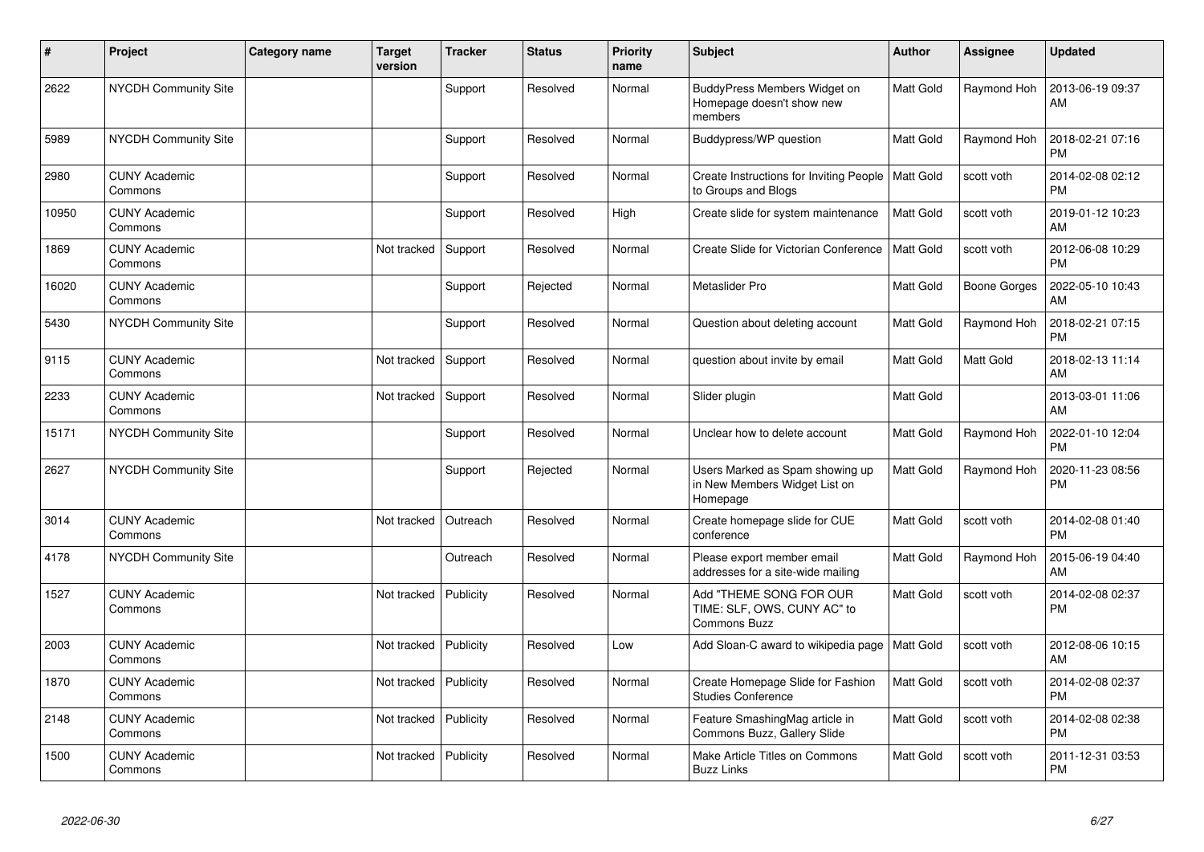| # | Project | Category name | Target version | Tracker | Status | Priority name | Subject | Author | Assignee | Updated |
|---|---|---|---|---|---|---|---|---|---|---|
| 2622 | NYCDH Community Site | | | Support | Resolved | Normal | BuddyPress Members Widget on Homepage doesn't show new members | Matt Gold | Raymond Hoh | 2013-06-19 09:37 AM |
| 5989 | NYCDH Community Site | | | Support | Resolved | Normal | Buddypress/WP question | Matt Gold | Raymond Hoh | 2018-02-21 07:16 PM |
| 2980 | CUNY Academic Commons | | | Support | Resolved | Normal | Create Instructions for Inviting People to Groups and Blogs | Matt Gold | scott voth | 2014-02-08 02:12 PM |
| 10950 | CUNY Academic Commons | | | Support | Resolved | High | Create slide for system maintenance | Matt Gold | scott voth | 2019-01-12 10:23 AM |
| 1869 | CUNY Academic Commons | | Not tracked | Support | Resolved | Normal | Create Slide for Victorian Conference | Matt Gold | scott voth | 2012-06-08 10:29 PM |
| 16020 | CUNY Academic Commons | | | Support | Rejected | Normal | Metaslider Pro | Matt Gold | Boone Gorges | 2022-05-10 10:43 AM |
| 5430 | NYCDH Community Site | | | Support | Resolved | Normal | Question about deleting account | Matt Gold | Raymond Hoh | 2018-02-21 07:15 PM |
| 9115 | CUNY Academic Commons | | Not tracked | Support | Resolved | Normal | question about invite by email | Matt Gold | Matt Gold | 2018-02-13 11:14 AM |
| 2233 | CUNY Academic Commons | | Not tracked | Support | Resolved | Normal | Slider plugin | Matt Gold | | 2013-03-01 11:06 AM |
| 15171 | NYCDH Community Site | | | Support | Resolved | Normal | Unclear how to delete account | Matt Gold | Raymond Hoh | 2022-01-10 12:04 PM |
| 2627 | NYCDH Community Site | | | Support | Rejected | Normal | Users Marked as Spam showing up in New Members Widget List on Homepage | Matt Gold | Raymond Hoh | 2020-11-23 08:56 PM |
| 3014 | CUNY Academic Commons | | Not tracked | Outreach | Resolved | Normal | Create homepage slide for CUE conference | Matt Gold | scott voth | 2014-02-08 01:40 PM |
| 4178 | NYCDH Community Site | | | Outreach | Resolved | Normal | Please export member email addresses for a site-wide mailing | Matt Gold | Raymond Hoh | 2015-06-19 04:40 AM |
| 1527 | CUNY Academic Commons | | Not tracked | Publicity | Resolved | Normal | Add "THEME SONG FOR OUR TIME: SLF, OWS, CUNY AC" to Commons Buzz | Matt Gold | scott voth | 2014-02-08 02:37 PM |
| 2003 | CUNY Academic Commons | | Not tracked | Publicity | Resolved | Low | Add Sloan-C award to wikipedia page | Matt Gold | scott voth | 2012-08-06 10:15 AM |
| 1870 | CUNY Academic Commons | | Not tracked | Publicity | Resolved | Normal | Create Homepage Slide for Fashion Studies Conference | Matt Gold | scott voth | 2014-02-08 02:37 PM |
| 2148 | CUNY Academic Commons | | Not tracked | Publicity | Resolved | Normal | Feature SmashingMag article in Commons Buzz, Gallery Slide | Matt Gold | scott voth | 2014-02-08 02:38 PM |
| 1500 | CUNY Academic Commons | | Not tracked | Publicity | Resolved | Normal | Make Article Titles on Commons Buzz Links | Matt Gold | scott voth | 2011-12-31 03:53 PM |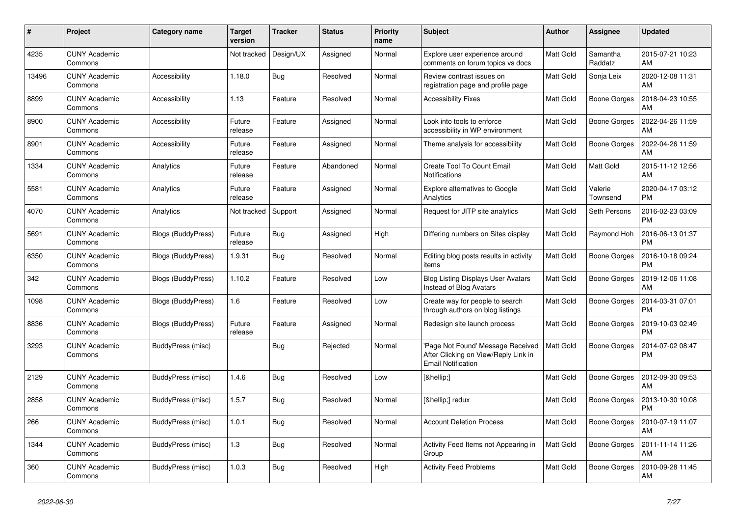| # | Project | Category name | Target version | Tracker | Status | Priority name | Subject | Author | Assignee | Updated |
|---|---|---|---|---|---|---|---|---|---|---|
| 4235 | CUNY Academic Commons | | Not tracked | Design/UX | Assigned | Normal | Explore user experience around comments on forum topics vs docs | Matt Gold | Samantha Raddatz | 2015-07-21 10:23 AM |
| 13496 | CUNY Academic Commons | Accessibility | 1.18.0 | Bug | Resolved | Normal | Review contrast issues on registration page and profile page | Matt Gold | Sonja Leix | 2020-12-08 11:31 AM |
| 8899 | CUNY Academic Commons | Accessibility | 1.13 | Feature | Resolved | Normal | Accessibility Fixes | Matt Gold | Boone Gorges | 2018-04-23 10:55 AM |
| 8900 | CUNY Academic Commons | Accessibility | Future release | Feature | Assigned | Normal | Look into tools to enforce accessibility in WP environment | Matt Gold | Boone Gorges | 2022-04-26 11:59 AM |
| 8901 | CUNY Academic Commons | Accessibility | Future release | Feature | Assigned | Normal | Theme analysis for accessibility | Matt Gold | Boone Gorges | 2022-04-26 11:59 AM |
| 1334 | CUNY Academic Commons | Analytics | Future release | Feature | Abandoned | Normal | Create Tool To Count Email Notifications | Matt Gold | Matt Gold | 2015-11-12 12:56 AM |
| 5581 | CUNY Academic Commons | Analytics | Future release | Feature | Assigned | Normal | Explore alternatives to Google Analytics | Matt Gold | Valerie Townsend | 2020-04-17 03:12 PM |
| 4070 | CUNY Academic Commons | Analytics | Not tracked | Support | Assigned | Normal | Request for JITP site analytics | Matt Gold | Seth Persons | 2016-02-23 03:09 PM |
| 5691 | CUNY Academic Commons | Blogs (BuddyPress) | Future release | Bug | Assigned | High | Differing numbers on Sites display | Matt Gold | Raymond Hoh | 2016-06-13 01:37 PM |
| 6350 | CUNY Academic Commons | Blogs (BuddyPress) | 1.9.31 | Bug | Resolved | Normal | Editing blog posts results in activity items | Matt Gold | Boone Gorges | 2016-10-18 09:24 PM |
| 342 | CUNY Academic Commons | Blogs (BuddyPress) | 1.10.2 | Feature | Resolved | Low | Blog Listing Displays User Avatars Instead of Blog Avatars | Matt Gold | Boone Gorges | 2019-12-06 11:08 AM |
| 1098 | CUNY Academic Commons | Blogs (BuddyPress) | 1.6 | Feature | Resolved | Low | Create way for people to search through authors on blog listings | Matt Gold | Boone Gorges | 2014-03-31 07:01 PM |
| 8836 | CUNY Academic Commons | Blogs (BuddyPress) | Future release | Feature | Assigned | Normal | Redesign site launch process | Matt Gold | Boone Gorges | 2019-10-03 02:49 PM |
| 3293 | CUNY Academic Commons | BuddyPress (misc) | | Bug | Rejected | Normal | 'Page Not Found' Message Received After Clicking on View/Reply Link in Email Notification | Matt Gold | Boone Gorges | 2014-07-02 08:47 PM |
| 2129 | CUNY Academic Commons | BuddyPress (misc) | 1.4.6 | Bug | Resolved | Low | [&hellip;] | Matt Gold | Boone Gorges | 2012-09-30 09:53 AM |
| 2858 | CUNY Academic Commons | BuddyPress (misc) | 1.5.7 | Bug | Resolved | Normal | [&hellip;] redux | Matt Gold | Boone Gorges | 2013-10-30 10:08 PM |
| 266 | CUNY Academic Commons | BuddyPress (misc) | 1.0.1 | Bug | Resolved | Normal | Account Deletion Process | Matt Gold | Boone Gorges | 2010-07-19 11:07 AM |
| 1344 | CUNY Academic Commons | BuddyPress (misc) | 1.3 | Bug | Resolved | Normal | Activity Feed Items not Appearing in Group | Matt Gold | Boone Gorges | 2011-11-14 11:26 AM |
| 360 | CUNY Academic Commons | BuddyPress (misc) | 1.0.3 | Bug | Resolved | High | Activity Feed Problems | Matt Gold | Boone Gorges | 2010-09-28 11:45 AM |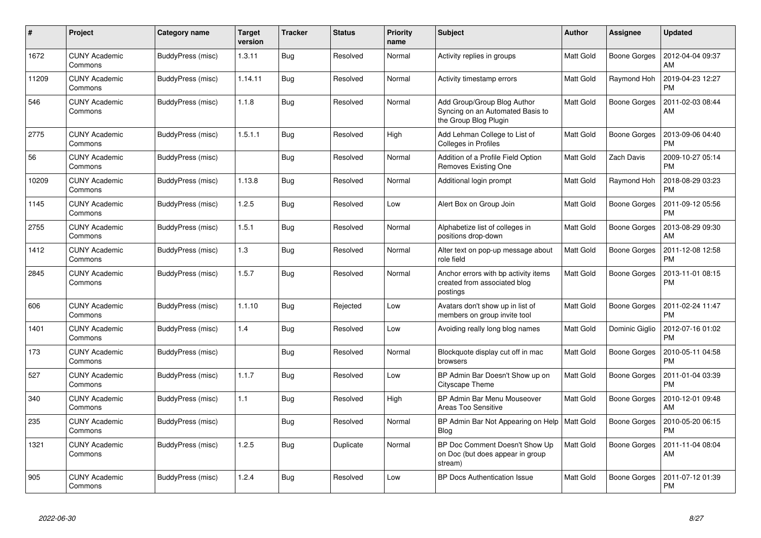| # | Project | Category name | Target version | Tracker | Status | Priority name | Subject | Author | Assignee | Updated |
|---|---|---|---|---|---|---|---|---|---|---|
| 1672 | CUNY Academic Commons | BuddyPress (misc) | 1.3.11 | Bug | Resolved | Normal | Activity replies in groups | Matt Gold | Boone Gorges | 2012-04-04 09:37 AM |
| 11209 | CUNY Academic Commons | BuddyPress (misc) | 1.14.11 | Bug | Resolved | Normal | Activity timestamp errors | Matt Gold | Raymond Hoh | 2019-04-23 12:27 PM |
| 546 | CUNY Academic Commons | BuddyPress (misc) | 1.1.8 | Bug | Resolved | Normal | Add Group/Group Blog Author Syncing on an Automated Basis to the Group Blog Plugin | Matt Gold | Boone Gorges | 2011-02-03 08:44 AM |
| 2775 | CUNY Academic Commons | BuddyPress (misc) | 1.5.1.1 | Bug | Resolved | High | Add Lehman College to List of Colleges in Profiles | Matt Gold | Boone Gorges | 2013-09-06 04:40 PM |
| 56 | CUNY Academic Commons | BuddyPress (misc) | | Bug | Resolved | Normal | Addition of a Profile Field Option Removes Existing One | Matt Gold | Zach Davis | 2009-10-27 05:14 PM |
| 10209 | CUNY Academic Commons | BuddyPress (misc) | 1.13.8 | Bug | Resolved | Normal | Additional login prompt | Matt Gold | Raymond Hoh | 2018-08-29 03:23 PM |
| 1145 | CUNY Academic Commons | BuddyPress (misc) | 1.2.5 | Bug | Resolved | Low | Alert Box on Group Join | Matt Gold | Boone Gorges | 2011-09-12 05:56 PM |
| 2755 | CUNY Academic Commons | BuddyPress (misc) | 1.5.1 | Bug | Resolved | Normal | Alphabetize list of colleges in positions drop-down | Matt Gold | Boone Gorges | 2013-08-29 09:30 AM |
| 1412 | CUNY Academic Commons | BuddyPress (misc) | 1.3 | Bug | Resolved | Normal | Alter text on pop-up message about role field | Matt Gold | Boone Gorges | 2011-12-08 12:58 PM |
| 2845 | CUNY Academic Commons | BuddyPress (misc) | 1.5.7 | Bug | Resolved | Normal | Anchor errors with bp activity items created from associated blog postings | Matt Gold | Boone Gorges | 2013-11-01 08:15 PM |
| 606 | CUNY Academic Commons | BuddyPress (misc) | 1.1.10 | Bug | Rejected | Low | Avatars don't show up in list of members on group invite tool | Matt Gold | Boone Gorges | 2011-02-24 11:47 PM |
| 1401 | CUNY Academic Commons | BuddyPress (misc) | 1.4 | Bug | Resolved | Low | Avoiding really long blog names | Matt Gold | Dominic Giglio | 2012-07-16 01:02 PM |
| 173 | CUNY Academic Commons | BuddyPress (misc) | | Bug | Resolved | Normal | Blockquote display cut off in mac browsers | Matt Gold | Boone Gorges | 2010-05-11 04:58 PM |
| 527 | CUNY Academic Commons | BuddyPress (misc) | 1.1.7 | Bug | Resolved | Low | BP Admin Bar Doesn't Show up on Cityscape Theme | Matt Gold | Boone Gorges | 2011-01-04 03:39 PM |
| 340 | CUNY Academic Commons | BuddyPress (misc) | 1.1 | Bug | Resolved | High | BP Admin Bar Menu Mouseover Areas Too Sensitive | Matt Gold | Boone Gorges | 2010-12-01 09:48 AM |
| 235 | CUNY Academic Commons | BuddyPress (misc) | | Bug | Resolved | Normal | BP Admin Bar Not Appearing on Help Blog | Matt Gold | Boone Gorges | 2010-05-20 06:15 PM |
| 1321 | CUNY Academic Commons | BuddyPress (misc) | 1.2.5 | Bug | Duplicate | Normal | BP Doc Comment Doesn't Show Up on Doc (but does appear in group stream) | Matt Gold | Boone Gorges | 2011-11-04 08:04 AM |
| 905 | CUNY Academic Commons | BuddyPress (misc) | 1.2.4 | Bug | Resolved | Low | BP Docs Authentication Issue | Matt Gold | Boone Gorges | 2011-07-12 01:39 PM |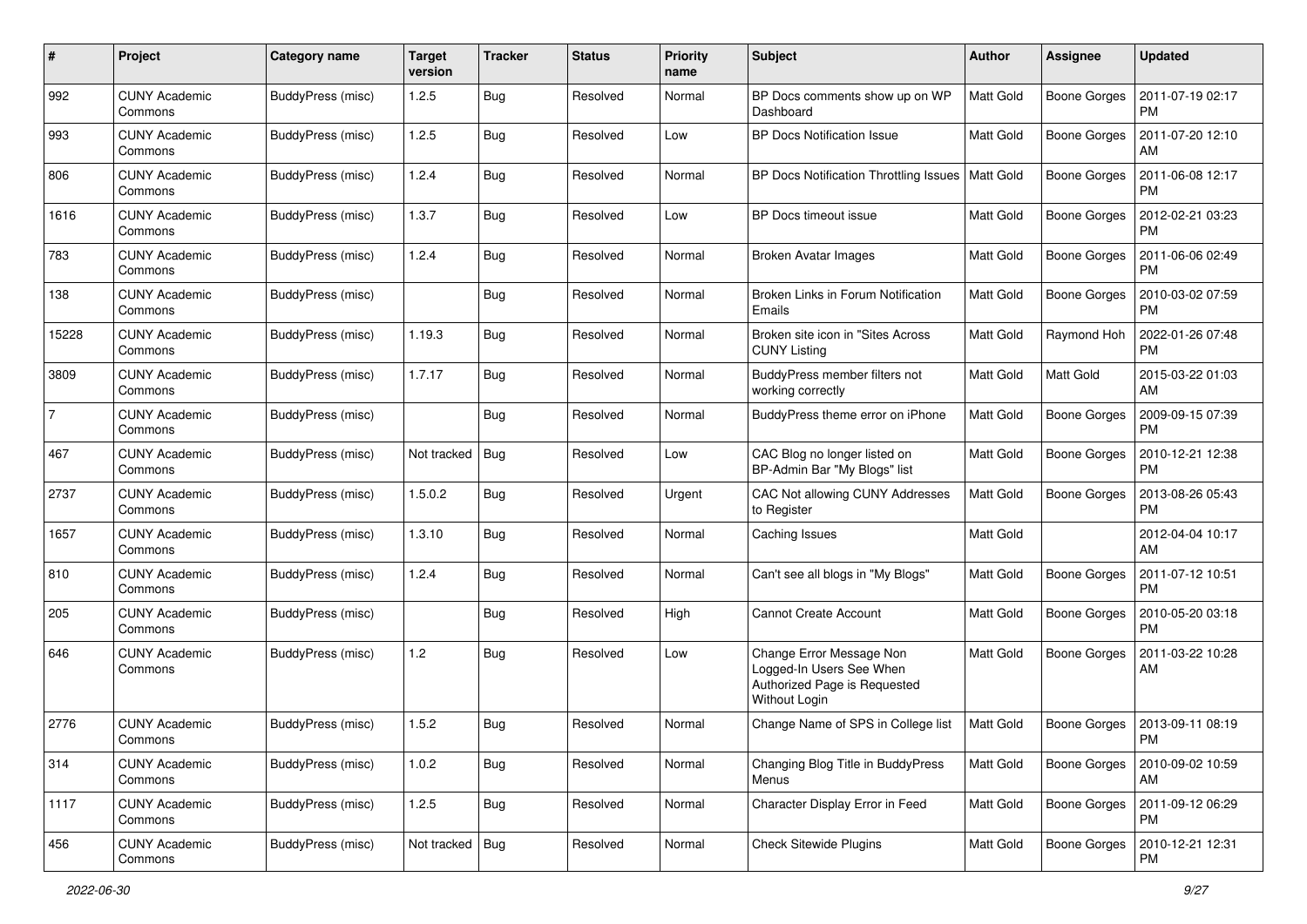| # | Project | Category name | Target version | Tracker | Status | Priority name | Subject | Author | Assignee | Updated |
|---|---|---|---|---|---|---|---|---|---|---|
| 992 | CUNY Academic Commons | BuddyPress (misc) | 1.2.5 | Bug | Resolved | Normal | BP Docs comments show up on WP Dashboard | Matt Gold | Boone Gorges | 2011-07-19 02:17 PM |
| 993 | CUNY Academic Commons | BuddyPress (misc) | 1.2.5 | Bug | Resolved | Low | BP Docs Notification Issue | Matt Gold | Boone Gorges | 2011-07-20 12:10 AM |
| 806 | CUNY Academic Commons | BuddyPress (misc) | 1.2.4 | Bug | Resolved | Normal | BP Docs Notification Throttling Issues | Matt Gold | Boone Gorges | 2011-06-08 12:17 PM |
| 1616 | CUNY Academic Commons | BuddyPress (misc) | 1.3.7 | Bug | Resolved | Low | BP Docs timeout issue | Matt Gold | Boone Gorges | 2012-02-21 03:23 PM |
| 783 | CUNY Academic Commons | BuddyPress (misc) | 1.2.4 | Bug | Resolved | Normal | Broken Avatar Images | Matt Gold | Boone Gorges | 2011-06-06 02:49 PM |
| 138 | CUNY Academic Commons | BuddyPress (misc) | | Bug | Resolved | Normal | Broken Links in Forum Notification Emails | Matt Gold | Boone Gorges | 2010-03-02 07:59 PM |
| 15228 | CUNY Academic Commons | BuddyPress (misc) | 1.19.3 | Bug | Resolved | Normal | Broken site icon in "Sites Across CUNY Listing | Matt Gold | Raymond Hoh | 2022-01-26 07:48 PM |
| 3809 | CUNY Academic Commons | BuddyPress (misc) | 1.7.17 | Bug | Resolved | Normal | BuddyPress member filters not working correctly | Matt Gold | Matt Gold | 2015-03-22 01:03 AM |
| 7 | CUNY Academic Commons | BuddyPress (misc) | | Bug | Resolved | Normal | BuddyPress theme error on iPhone | Matt Gold | Boone Gorges | 2009-09-15 07:39 PM |
| 467 | CUNY Academic Commons | BuddyPress (misc) | Not tracked | Bug | Resolved | Low | CAC Blog no longer listed on BP-Admin Bar "My Blogs" list | Matt Gold | Boone Gorges | 2010-12-21 12:38 PM |
| 2737 | CUNY Academic Commons | BuddyPress (misc) | 1.5.0.2 | Bug | Resolved | Urgent | CAC Not allowing CUNY Addresses to Register | Matt Gold | Boone Gorges | 2013-08-26 05:43 PM |
| 1657 | CUNY Academic Commons | BuddyPress (misc) | 1.3.10 | Bug | Resolved | Normal | Caching Issues | Matt Gold | | 2012-04-04 10:17 AM |
| 810 | CUNY Academic Commons | BuddyPress (misc) | 1.2.4 | Bug | Resolved | Normal | Can't see all blogs in "My Blogs" | Matt Gold | Boone Gorges | 2011-07-12 10:51 PM |
| 205 | CUNY Academic Commons | BuddyPress (misc) | | Bug | Resolved | High | Cannot Create Account | Matt Gold | Boone Gorges | 2010-05-20 03:18 PM |
| 646 | CUNY Academic Commons | BuddyPress (misc) | 1.2 | Bug | Resolved | Low | Change Error Message Non Logged-In Users See When Authorized Page is Requested Without Login | Matt Gold | Boone Gorges | 2011-03-22 10:28 AM |
| 2776 | CUNY Academic Commons | BuddyPress (misc) | 1.5.2 | Bug | Resolved | Normal | Change Name of SPS in College list | Matt Gold | Boone Gorges | 2013-09-11 08:19 PM |
| 314 | CUNY Academic Commons | BuddyPress (misc) | 1.0.2 | Bug | Resolved | Normal | Changing Blog Title in BuddyPress Menus | Matt Gold | Boone Gorges | 2010-09-02 10:59 AM |
| 1117 | CUNY Academic Commons | BuddyPress (misc) | 1.2.5 | Bug | Resolved | Normal | Character Display Error in Feed | Matt Gold | Boone Gorges | 2011-09-12 06:29 PM |
| 456 | CUNY Academic Commons | BuddyPress (misc) | Not tracked | Bug | Resolved | Normal | Check Sitewide Plugins | Matt Gold | Boone Gorges | 2010-12-21 12:31 PM |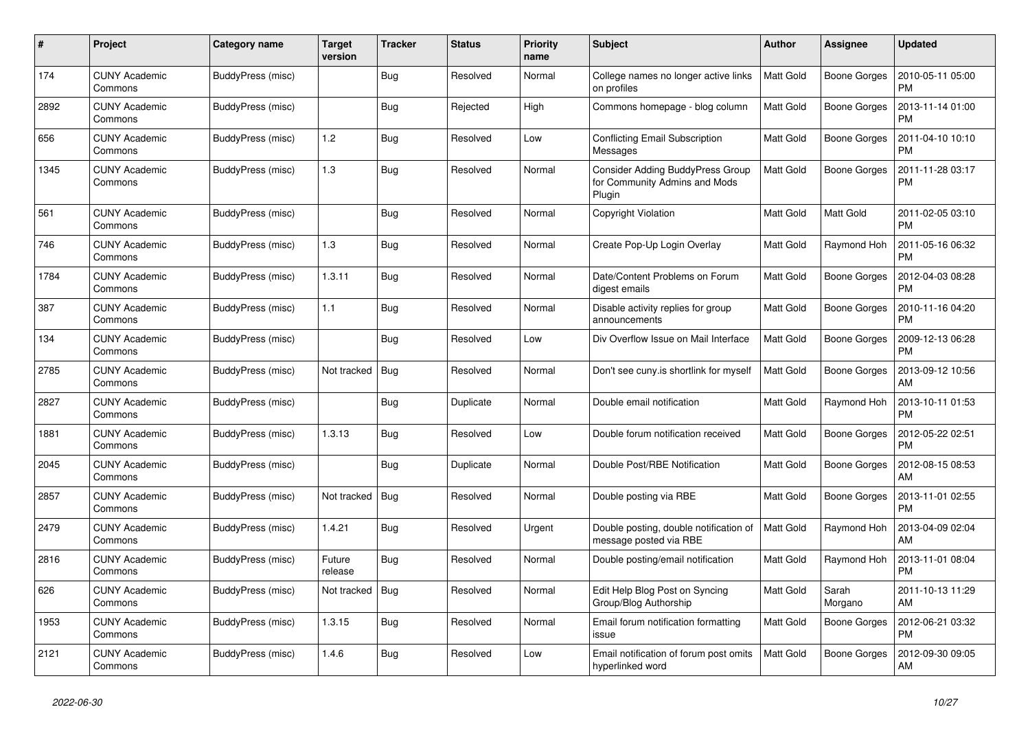| # | Project | Category name | Target version | Tracker | Status | Priority name | Subject | Author | Assignee | Updated |
|---|---|---|---|---|---|---|---|---|---|---|
| 174 | CUNY Academic Commons | BuddyPress (misc) | | Bug | Resolved | Normal | College names no longer active links on profiles | Matt Gold | Boone Gorges | 2010-05-11 05:00 PM |
| 2892 | CUNY Academic Commons | BuddyPress (misc) | | Bug | Rejected | High | Commons homepage - blog column | Matt Gold | Boone Gorges | 2013-11-14 01:00 PM |
| 656 | CUNY Academic Commons | BuddyPress (misc) | 1.2 | Bug | Resolved | Low | Conflicting Email Subscription Messages | Matt Gold | Boone Gorges | 2011-04-10 10:10 PM |
| 1345 | CUNY Academic Commons | BuddyPress (misc) | 1.3 | Bug | Resolved | Normal | Consider Adding BuddyPress Group for Community Admins and Mods Plugin | Matt Gold | Boone Gorges | 2011-11-28 03:17 PM |
| 561 | CUNY Academic Commons | BuddyPress (misc) | | Bug | Resolved | Normal | Copyright Violation | Matt Gold | Matt Gold | 2011-02-05 03:10 PM |
| 746 | CUNY Academic Commons | BuddyPress (misc) | 1.3 | Bug | Resolved | Normal | Create Pop-Up Login Overlay | Matt Gold | Raymond Hoh | 2011-05-16 06:32 PM |
| 1784 | CUNY Academic Commons | BuddyPress (misc) | 1.3.11 | Bug | Resolved | Normal | Date/Content Problems on Forum digest emails | Matt Gold | Boone Gorges | 2012-04-03 08:28 PM |
| 387 | CUNY Academic Commons | BuddyPress (misc) | 1.1 | Bug | Resolved | Normal | Disable activity replies for group announcements | Matt Gold | Boone Gorges | 2010-11-16 04:20 PM |
| 134 | CUNY Academic Commons | BuddyPress (misc) | | Bug | Resolved | Low | Div Overflow Issue on Mail Interface | Matt Gold | Boone Gorges | 2009-12-13 06:28 PM |
| 2785 | CUNY Academic Commons | BuddyPress (misc) | Not tracked | Bug | Resolved | Normal | Don't see cuny.is shortlink for myself | Matt Gold | Boone Gorges | 2013-09-12 10:56 AM |
| 2827 | CUNY Academic Commons | BuddyPress (misc) | | Bug | Duplicate | Normal | Double email notification | Matt Gold | Raymond Hoh | 2013-10-11 01:53 PM |
| 1881 | CUNY Academic Commons | BuddyPress (misc) | 1.3.13 | Bug | Resolved | Low | Double forum notification received | Matt Gold | Boone Gorges | 2012-05-22 02:51 PM |
| 2045 | CUNY Academic Commons | BuddyPress (misc) | | Bug | Duplicate | Normal | Double Post/RBE Notification | Matt Gold | Boone Gorges | 2012-08-15 08:53 AM |
| 2857 | CUNY Academic Commons | BuddyPress (misc) | Not tracked | Bug | Resolved | Normal | Double posting via RBE | Matt Gold | Boone Gorges | 2013-11-01 02:55 PM |
| 2479 | CUNY Academic Commons | BuddyPress (misc) | 1.4.21 | Bug | Resolved | Urgent | Double posting, double notification of message posted via RBE | Matt Gold | Raymond Hoh | 2013-04-09 02:04 AM |
| 2816 | CUNY Academic Commons | BuddyPress (misc) | Future release | Bug | Resolved | Normal | Double posting/email notification | Matt Gold | Raymond Hoh | 2013-11-01 08:04 PM |
| 626 | CUNY Academic Commons | BuddyPress (misc) | Not tracked | Bug | Resolved | Normal | Edit Help Blog Post on Syncing Group/Blog Authorship | Matt Gold | Sarah Morgano | 2011-10-13 11:29 AM |
| 1953 | CUNY Academic Commons | BuddyPress (misc) | 1.3.15 | Bug | Resolved | Normal | Email forum notification formatting issue | Matt Gold | Boone Gorges | 2012-06-21 03:32 PM |
| 2121 | CUNY Academic Commons | BuddyPress (misc) | 1.4.6 | Bug | Resolved | Low | Email notification of forum post omits hyperlinked word | Matt Gold | Boone Gorges | 2012-09-30 09:05 AM |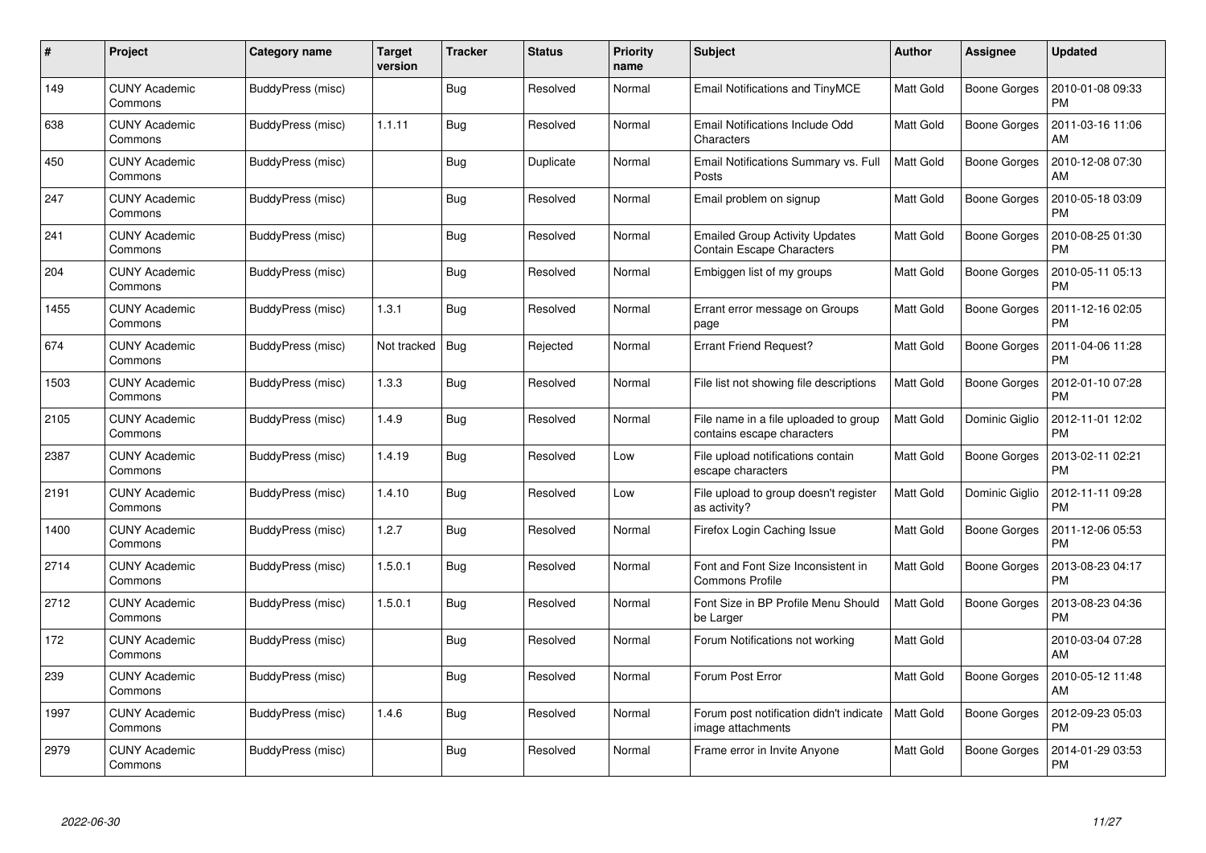| # | Project | Category name | Target version | Tracker | Status | Priority name | Subject | Author | Assignee | Updated |
|---|---|---|---|---|---|---|---|---|---|---|
| 149 | CUNY Academic Commons | BuddyPress (misc) | | Bug | Resolved | Normal | Email Notifications and TinyMCE | Matt Gold | Boone Gorges | 2010-01-08 09:33 PM |
| 638 | CUNY Academic Commons | BuddyPress (misc) | 1.1.11 | Bug | Resolved | Normal | Email Notifications Include Odd Characters | Matt Gold | Boone Gorges | 2011-03-16 11:06 AM |
| 450 | CUNY Academic Commons | BuddyPress (misc) | | Bug | Duplicate | Normal | Email Notifications Summary vs. Full Posts | Matt Gold | Boone Gorges | 2010-12-08 07:30 AM |
| 247 | CUNY Academic Commons | BuddyPress (misc) | | Bug | Resolved | Normal | Email problem on signup | Matt Gold | Boone Gorges | 2010-05-18 03:09 PM |
| 241 | CUNY Academic Commons | BuddyPress (misc) | | Bug | Resolved | Normal | Emailed Group Activity Updates Contain Escape Characters | Matt Gold | Boone Gorges | 2010-08-25 01:30 PM |
| 204 | CUNY Academic Commons | BuddyPress (misc) | | Bug | Resolved | Normal | Embiggen list of my groups | Matt Gold | Boone Gorges | 2010-05-11 05:13 PM |
| 1455 | CUNY Academic Commons | BuddyPress (misc) | 1.3.1 | Bug | Resolved | Normal | Errant error message on Groups page | Matt Gold | Boone Gorges | 2011-12-16 02:05 PM |
| 674 | CUNY Academic Commons | BuddyPress (misc) | Not tracked | Bug | Rejected | Normal | Errant Friend Request? | Matt Gold | Boone Gorges | 2011-04-06 11:28 PM |
| 1503 | CUNY Academic Commons | BuddyPress (misc) | 1.3.3 | Bug | Resolved | Normal | File list not showing file descriptions | Matt Gold | Boone Gorges | 2012-01-10 07:28 PM |
| 2105 | CUNY Academic Commons | BuddyPress (misc) | 1.4.9 | Bug | Resolved | Normal | File name in a file uploaded to group contains escape characters | Matt Gold | Dominic Giglio | 2012-11-01 12:02 PM |
| 2387 | CUNY Academic Commons | BuddyPress (misc) | 1.4.19 | Bug | Resolved | Low | File upload notifications contain escape characters | Matt Gold | Boone Gorges | 2013-02-11 02:21 PM |
| 2191 | CUNY Academic Commons | BuddyPress (misc) | 1.4.10 | Bug | Resolved | Low | File upload to group doesn't register as activity? | Matt Gold | Dominic Giglio | 2012-11-11 09:28 PM |
| 1400 | CUNY Academic Commons | BuddyPress (misc) | 1.2.7 | Bug | Resolved | Normal | Firefox Login Caching Issue | Matt Gold | Boone Gorges | 2011-12-06 05:53 PM |
| 2714 | CUNY Academic Commons | BuddyPress (misc) | 1.5.0.1 | Bug | Resolved | Normal | Font and Font Size Inconsistent in Commons Profile | Matt Gold | Boone Gorges | 2013-08-23 04:17 PM |
| 2712 | CUNY Academic Commons | BuddyPress (misc) | 1.5.0.1 | Bug | Resolved | Normal | Font Size in BP Profile Menu Should be Larger | Matt Gold | Boone Gorges | 2013-08-23 04:36 PM |
| 172 | CUNY Academic Commons | BuddyPress (misc) | | Bug | Resolved | Normal | Forum Notifications not working | Matt Gold | | 2010-03-04 07:28 AM |
| 239 | CUNY Academic Commons | BuddyPress (misc) | | Bug | Resolved | Normal | Forum Post Error | Matt Gold | Boone Gorges | 2010-05-12 11:48 AM |
| 1997 | CUNY Academic Commons | BuddyPress (misc) | 1.4.6 | Bug | Resolved | Normal | Forum post notification didn't indicate image attachments | Matt Gold | Boone Gorges | 2012-09-23 05:03 PM |
| 2979 | CUNY Academic Commons | BuddyPress (misc) | | Bug | Resolved | Normal | Frame error in Invite Anyone | Matt Gold | Boone Gorges | 2014-01-29 03:53 PM |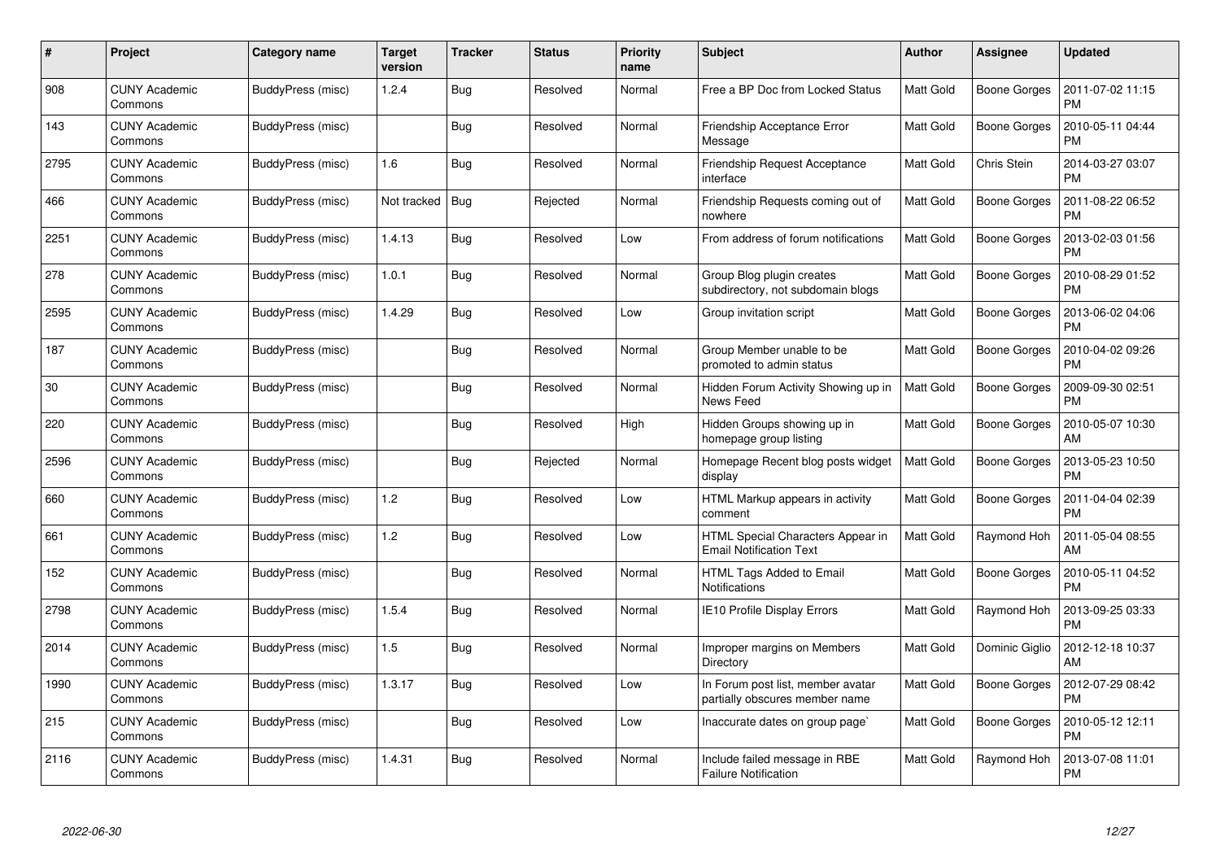| # | Project | Category name | Target version | Tracker | Status | Priority name | Subject | Author | Assignee | Updated |
|---|---|---|---|---|---|---|---|---|---|---|
| 908 | CUNY Academic Commons | BuddyPress (misc) | 1.2.4 | Bug | Resolved | Normal | Free a BP Doc from Locked Status | Matt Gold | Boone Gorges | 2011-07-02 11:15 PM |
| 143 | CUNY Academic Commons | BuddyPress (misc) | | Bug | Resolved | Normal | Friendship Acceptance Error Message | Matt Gold | Boone Gorges | 2010-05-11 04:44 PM |
| 2795 | CUNY Academic Commons | BuddyPress (misc) | 1.6 | Bug | Resolved | Normal | Friendship Request Acceptance interface | Matt Gold | Chris Stein | 2014-03-27 03:07 PM |
| 466 | CUNY Academic Commons | BuddyPress (misc) | Not tracked | Bug | Rejected | Normal | Friendship Requests coming out of nowhere | Matt Gold | Boone Gorges | 2011-08-22 06:52 PM |
| 2251 | CUNY Academic Commons | BuddyPress (misc) | 1.4.13 | Bug | Resolved | Low | From address of forum notifications | Matt Gold | Boone Gorges | 2013-02-03 01:56 PM |
| 278 | CUNY Academic Commons | BuddyPress (misc) | 1.0.1 | Bug | Resolved | Normal | Group Blog plugin creates subdirectory, not subdomain blogs | Matt Gold | Boone Gorges | 2010-08-29 01:52 PM |
| 2595 | CUNY Academic Commons | BuddyPress (misc) | 1.4.29 | Bug | Resolved | Low | Group invitation script | Matt Gold | Boone Gorges | 2013-06-02 04:06 PM |
| 187 | CUNY Academic Commons | BuddyPress (misc) | | Bug | Resolved | Normal | Group Member unable to be promoted to admin status | Matt Gold | Boone Gorges | 2010-04-02 09:26 PM |
| 30 | CUNY Academic Commons | BuddyPress (misc) | | Bug | Resolved | Normal | Hidden Forum Activity Showing up in News Feed | Matt Gold | Boone Gorges | 2009-09-30 02:51 PM |
| 220 | CUNY Academic Commons | BuddyPress (misc) | | Bug | Resolved | High | Hidden Groups showing up in homepage group listing | Matt Gold | Boone Gorges | 2010-05-07 10:30 AM |
| 2596 | CUNY Academic Commons | BuddyPress (misc) | | Bug | Rejected | Normal | Homepage Recent blog posts widget display | Matt Gold | Boone Gorges | 2013-05-23 10:50 PM |
| 660 | CUNY Academic Commons | BuddyPress (misc) | 1.2 | Bug | Resolved | Low | HTML Markup appears in activity comment | Matt Gold | Boone Gorges | 2011-04-04 02:39 PM |
| 661 | CUNY Academic Commons | BuddyPress (misc) | 1.2 | Bug | Resolved | Low | HTML Special Characters Appear in Email Notification Text | Matt Gold | Raymond Hoh | 2011-05-04 08:55 AM |
| 152 | CUNY Academic Commons | BuddyPress (misc) | | Bug | Resolved | Normal | HTML Tags Added to Email Notifications | Matt Gold | Boone Gorges | 2010-05-11 04:52 PM |
| 2798 | CUNY Academic Commons | BuddyPress (misc) | 1.5.4 | Bug | Resolved | Normal | IE10 Profile Display Errors | Matt Gold | Raymond Hoh | 2013-09-25 03:33 PM |
| 2014 | CUNY Academic Commons | BuddyPress (misc) | 1.5 | Bug | Resolved | Normal | Improper margins on Members Directory | Matt Gold | Dominic Giglio | 2012-12-18 10:37 AM |
| 1990 | CUNY Academic Commons | BuddyPress (misc) | 1.3.17 | Bug | Resolved | Low | In Forum post list, member avatar partially obscures member name | Matt Gold | Boone Gorges | 2012-07-29 08:42 PM |
| 215 | CUNY Academic Commons | BuddyPress (misc) | | Bug | Resolved | Low | Inaccurate dates on group page` | Matt Gold | Boone Gorges | 2010-05-12 12:11 PM |
| 2116 | CUNY Academic Commons | BuddyPress (misc) | 1.4.31 | Bug | Resolved | Normal | Include failed message in RBE Failure Notification | Matt Gold | Raymond Hoh | 2013-07-08 11:01 PM |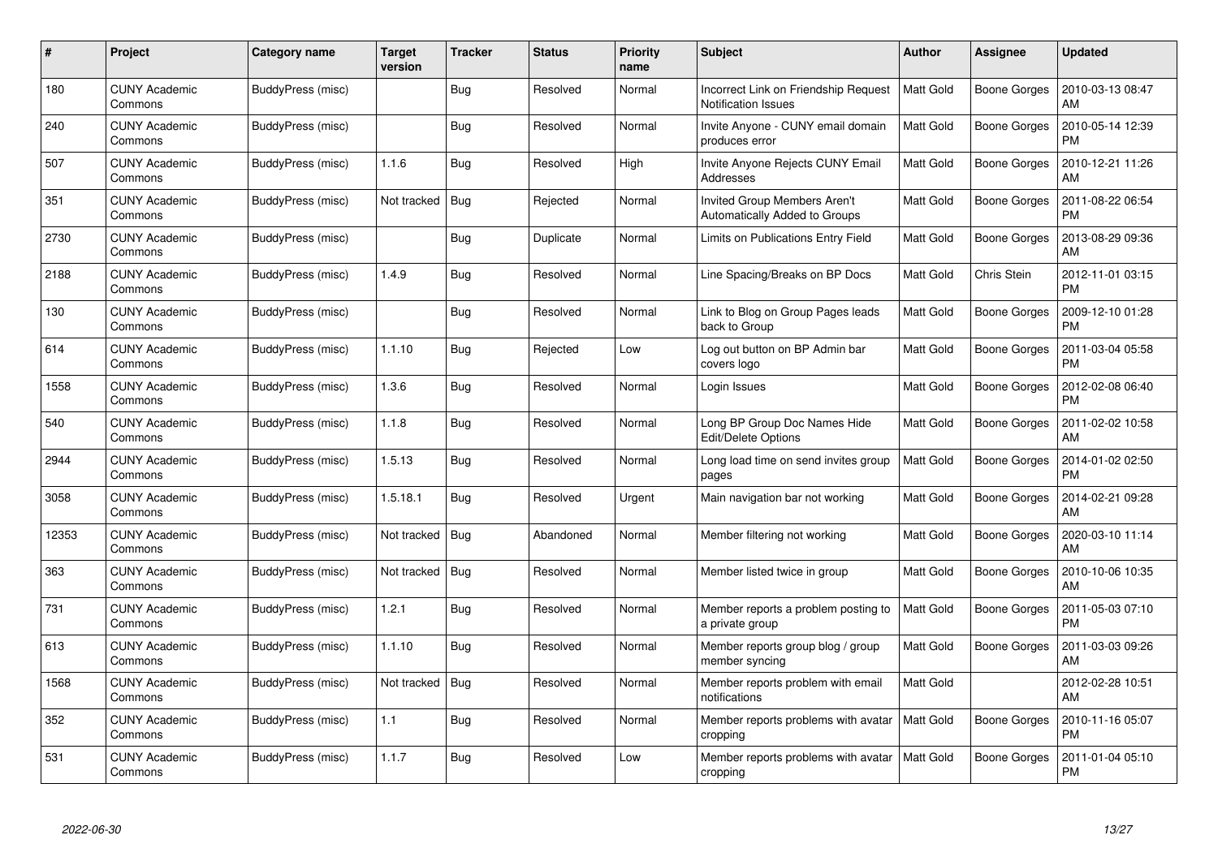| # | Project | Category name | Target version | Tracker | Status | Priority name | Subject | Author | Assignee | Updated |
|---|---|---|---|---|---|---|---|---|---|---|
| 180 | CUNY Academic Commons | BuddyPress (misc) | | Bug | Resolved | Normal | Incorrect Link on Friendship Request Notification Issues | Matt Gold | Boone Gorges | 2010-03-13 08:47 AM |
| 240 | CUNY Academic Commons | BuddyPress (misc) | | Bug | Resolved | Normal | Invite Anyone - CUNY email domain produces error | Matt Gold | Boone Gorges | 2010-05-14 12:39 PM |
| 507 | CUNY Academic Commons | BuddyPress (misc) | 1.1.6 | Bug | Resolved | High | Invite Anyone Rejects CUNY Email Addresses | Matt Gold | Boone Gorges | 2010-12-21 11:26 AM |
| 351 | CUNY Academic Commons | BuddyPress (misc) | Not tracked | Bug | Rejected | Normal | Invited Group Members Aren't Automatically Added to Groups | Matt Gold | Boone Gorges | 2011-08-22 06:54 PM |
| 2730 | CUNY Academic Commons | BuddyPress (misc) | | Bug | Duplicate | Normal | Limits on Publications Entry Field | Matt Gold | Boone Gorges | 2013-08-29 09:36 AM |
| 2188 | CUNY Academic Commons | BuddyPress (misc) | 1.4.9 | Bug | Resolved | Normal | Line Spacing/Breaks on BP Docs | Matt Gold | Chris Stein | 2012-11-01 03:15 PM |
| 130 | CUNY Academic Commons | BuddyPress (misc) | | Bug | Resolved | Normal | Link to Blog on Group Pages leads back to Group | Matt Gold | Boone Gorges | 2009-12-10 01:28 PM |
| 614 | CUNY Academic Commons | BuddyPress (misc) | 1.1.10 | Bug | Rejected | Low | Log out button on BP Admin bar covers logo | Matt Gold | Boone Gorges | 2011-03-04 05:58 PM |
| 1558 | CUNY Academic Commons | BuddyPress (misc) | 1.3.6 | Bug | Resolved | Normal | Login Issues | Matt Gold | Boone Gorges | 2012-02-08 06:40 PM |
| 540 | CUNY Academic Commons | BuddyPress (misc) | 1.1.8 | Bug | Resolved | Normal | Long BP Group Doc Names Hide Edit/Delete Options | Matt Gold | Boone Gorges | 2011-02-02 10:58 AM |
| 2944 | CUNY Academic Commons | BuddyPress (misc) | 1.5.13 | Bug | Resolved | Normal | Long load time on send invites group pages | Matt Gold | Boone Gorges | 2014-01-02 02:50 PM |
| 3058 | CUNY Academic Commons | BuddyPress (misc) | 1.5.18.1 | Bug | Resolved | Urgent | Main navigation bar not working | Matt Gold | Boone Gorges | 2014-02-21 09:28 AM |
| 12353 | CUNY Academic Commons | BuddyPress (misc) | Not tracked | Bug | Abandoned | Normal | Member filtering not working | Matt Gold | Boone Gorges | 2020-03-10 11:14 AM |
| 363 | CUNY Academic Commons | BuddyPress (misc) | Not tracked | Bug | Resolved | Normal | Member listed twice in group | Matt Gold | Boone Gorges | 2010-10-06 10:35 AM |
| 731 | CUNY Academic Commons | BuddyPress (misc) | 1.2.1 | Bug | Resolved | Normal | Member reports a problem posting to a private group | Matt Gold | Boone Gorges | 2011-05-03 07:10 PM |
| 613 | CUNY Academic Commons | BuddyPress (misc) | 1.1.10 | Bug | Resolved | Normal | Member reports group blog / group member syncing | Matt Gold | Boone Gorges | 2011-03-03 09:26 AM |
| 1568 | CUNY Academic Commons | BuddyPress (misc) | Not tracked | Bug | Resolved | Normal | Member reports problem with email notifications | Matt Gold | | 2012-02-28 10:51 AM |
| 352 | CUNY Academic Commons | BuddyPress (misc) | 1.1 | Bug | Resolved | Normal | Member reports problems with avatar cropping | Matt Gold | Boone Gorges | 2010-11-16 05:07 PM |
| 531 | CUNY Academic Commons | BuddyPress (misc) | 1.1.7 | Bug | Resolved | Low | Member reports problems with avatar cropping | Matt Gold | Boone Gorges | 2011-01-04 05:10 PM |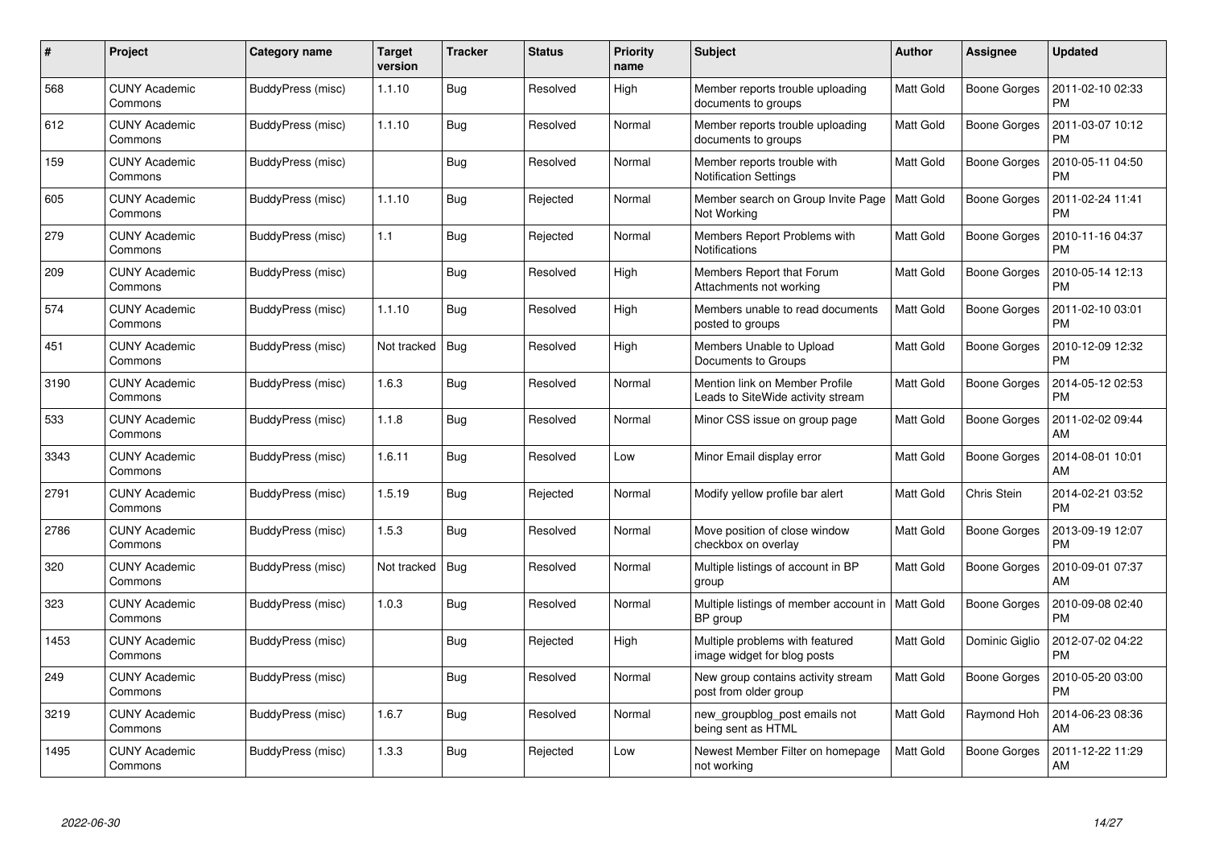| # | Project | Category name | Target version | Tracker | Status | Priority name | Subject | Author | Assignee | Updated |
|---|---|---|---|---|---|---|---|---|---|---|
| 568 | CUNY Academic Commons | BuddyPress (misc) | 1.1.10 | Bug | Resolved | High | Member reports trouble uploading documents to groups | Matt Gold | Boone Gorges | 2011-02-10 02:33 PM |
| 612 | CUNY Academic Commons | BuddyPress (misc) | 1.1.10 | Bug | Resolved | Normal | Member reports trouble uploading documents to groups | Matt Gold | Boone Gorges | 2011-03-07 10:12 PM |
| 159 | CUNY Academic Commons | BuddyPress (misc) | | Bug | Resolved | Normal | Member reports trouble with Notification Settings | Matt Gold | Boone Gorges | 2010-05-11 04:50 PM |
| 605 | CUNY Academic Commons | BuddyPress (misc) | 1.1.10 | Bug | Rejected | Normal | Member search on Group Invite Page Not Working | Matt Gold | Boone Gorges | 2011-02-24 11:41 PM |
| 279 | CUNY Academic Commons | BuddyPress (misc) | 1.1 | Bug | Rejected | Normal | Members Report Problems with Notifications | Matt Gold | Boone Gorges | 2010-11-16 04:37 PM |
| 209 | CUNY Academic Commons | BuddyPress (misc) | | Bug | Resolved | High | Members Report that Forum Attachments not working | Matt Gold | Boone Gorges | 2010-05-14 12:13 PM |
| 574 | CUNY Academic Commons | BuddyPress (misc) | 1.1.10 | Bug | Resolved | High | Members unable to read documents posted to groups | Matt Gold | Boone Gorges | 2011-02-10 03:01 PM |
| 451 | CUNY Academic Commons | BuddyPress (misc) | Not tracked | Bug | Resolved | High | Members Unable to Upload Documents to Groups | Matt Gold | Boone Gorges | 2010-12-09 12:32 PM |
| 3190 | CUNY Academic Commons | BuddyPress (misc) | 1.6.3 | Bug | Resolved | Normal | Mention link on Member Profile Leads to SiteWide activity stream | Matt Gold | Boone Gorges | 2014-05-12 02:53 PM |
| 533 | CUNY Academic Commons | BuddyPress (misc) | 1.1.8 | Bug | Resolved | Normal | Minor CSS issue on group page | Matt Gold | Boone Gorges | 2011-02-02 09:44 AM |
| 3343 | CUNY Academic Commons | BuddyPress (misc) | 1.6.11 | Bug | Resolved | Low | Minor Email display error | Matt Gold | Boone Gorges | 2014-08-01 10:01 AM |
| 2791 | CUNY Academic Commons | BuddyPress (misc) | 1.5.19 | Bug | Rejected | Normal | Modify yellow profile bar alert | Matt Gold | Chris Stein | 2014-02-21 03:52 PM |
| 2786 | CUNY Academic Commons | BuddyPress (misc) | 1.5.3 | Bug | Resolved | Normal | Move position of close window checkbox on overlay | Matt Gold | Boone Gorges | 2013-09-19 12:07 PM |
| 320 | CUNY Academic Commons | BuddyPress (misc) | Not tracked | Bug | Resolved | Normal | Multiple listings of account in BP group | Matt Gold | Boone Gorges | 2010-09-01 07:37 AM |
| 323 | CUNY Academic Commons | BuddyPress (misc) | 1.0.3 | Bug | Resolved | Normal | Multiple listings of member account in BP group | Matt Gold | Boone Gorges | 2010-09-08 02:40 PM |
| 1453 | CUNY Academic Commons | BuddyPress (misc) | | Bug | Rejected | High | Multiple problems with featured image widget for blog posts | Matt Gold | Dominic Giglio | 2012-07-02 04:22 PM |
| 249 | CUNY Academic Commons | BuddyPress (misc) | | Bug | Resolved | Normal | New group contains activity stream post from older group | Matt Gold | Boone Gorges | 2010-05-20 03:00 PM |
| 3219 | CUNY Academic Commons | BuddyPress (misc) | 1.6.7 | Bug | Resolved | Normal | new_groupblog_post emails not being sent as HTML | Matt Gold | Raymond Hoh | 2014-06-23 08:36 AM |
| 1495 | CUNY Academic Commons | BuddyPress (misc) | 1.3.3 | Bug | Rejected | Low | Newest Member Filter on homepage not working | Matt Gold | Boone Gorges | 2011-12-22 11:29 AM |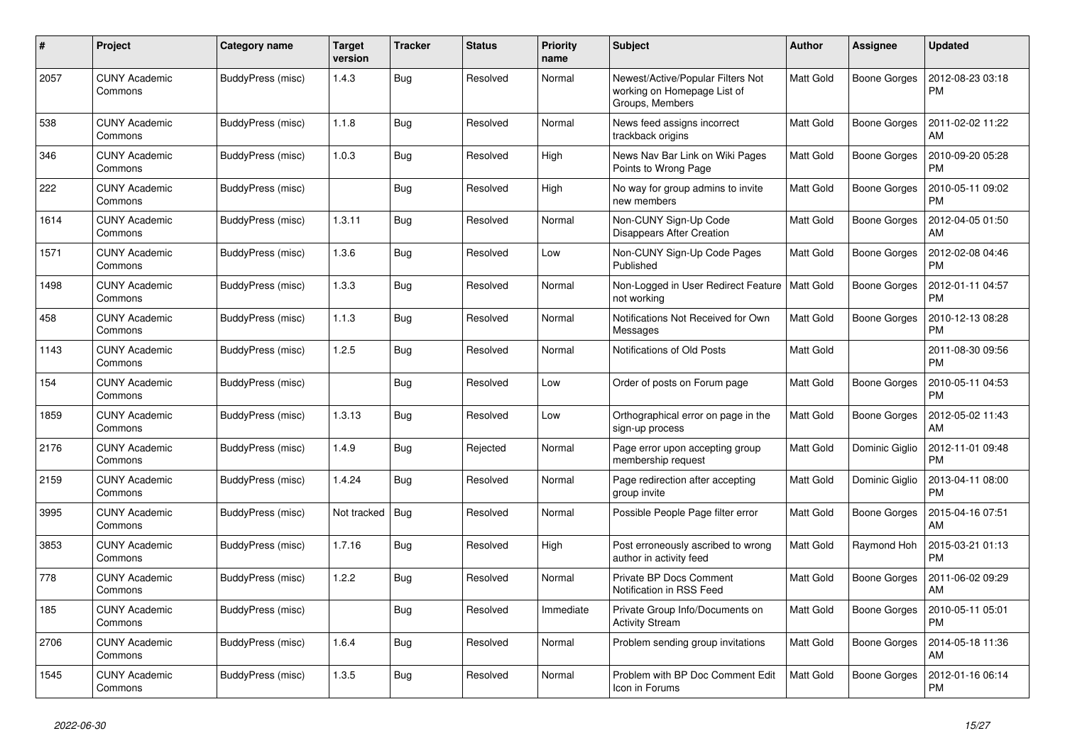| # | Project | Category name | Target version | Tracker | Status | Priority name | Subject | Author | Assignee | Updated |
|---|---|---|---|---|---|---|---|---|---|---|
| 2057 | CUNY Academic Commons | BuddyPress (misc) | 1.4.3 | Bug | Resolved | Normal | Newest/Active/Popular Filters Not working on Homepage List of Groups, Members | Matt Gold | Boone Gorges | 2012-08-23 03:18 PM |
| 538 | CUNY Academic Commons | BuddyPress (misc) | 1.1.8 | Bug | Resolved | Normal | News feed assigns incorrect trackback origins | Matt Gold | Boone Gorges | 2011-02-02 11:22 AM |
| 346 | CUNY Academic Commons | BuddyPress (misc) | 1.0.3 | Bug | Resolved | High | News Nav Bar Link on Wiki Pages Points to Wrong Page | Matt Gold | Boone Gorges | 2010-09-20 05:28 PM |
| 222 | CUNY Academic Commons | BuddyPress (misc) | | Bug | Resolved | High | No way for group admins to invite new members | Matt Gold | Boone Gorges | 2010-05-11 09:02 PM |
| 1614 | CUNY Academic Commons | BuddyPress (misc) | 1.3.11 | Bug | Resolved | Normal | Non-CUNY Sign-Up Code Disappears After Creation | Matt Gold | Boone Gorges | 2012-04-05 01:50 AM |
| 1571 | CUNY Academic Commons | BuddyPress (misc) | 1.3.6 | Bug | Resolved | Low | Non-CUNY Sign-Up Code Pages Published | Matt Gold | Boone Gorges | 2012-02-08 04:46 PM |
| 1498 | CUNY Academic Commons | BuddyPress (misc) | 1.3.3 | Bug | Resolved | Normal | Non-Logged in User Redirect Feature not working | Matt Gold | Boone Gorges | 2012-01-11 04:57 PM |
| 458 | CUNY Academic Commons | BuddyPress (misc) | 1.1.3 | Bug | Resolved | Normal | Notifications Not Received for Own Messages | Matt Gold | Boone Gorges | 2010-12-13 08:28 PM |
| 1143 | CUNY Academic Commons | BuddyPress (misc) | 1.2.5 | Bug | Resolved | Normal | Notifications of Old Posts | Matt Gold | | 2011-08-30 09:56 PM |
| 154 | CUNY Academic Commons | BuddyPress (misc) | | Bug | Resolved | Low | Order of posts on Forum page | Matt Gold | Boone Gorges | 2010-05-11 04:53 PM |
| 1859 | CUNY Academic Commons | BuddyPress (misc) | 1.3.13 | Bug | Resolved | Low | Orthographical error on page in the sign-up process | Matt Gold | Boone Gorges | 2012-05-02 11:43 AM |
| 2176 | CUNY Academic Commons | BuddyPress (misc) | 1.4.9 | Bug | Rejected | Normal | Page error upon accepting group membership request | Matt Gold | Dominic Giglio | 2012-11-01 09:48 PM |
| 2159 | CUNY Academic Commons | BuddyPress (misc) | 1.4.24 | Bug | Resolved | Normal | Page redirection after accepting group invite | Matt Gold | Dominic Giglio | 2013-04-11 08:00 PM |
| 3995 | CUNY Academic Commons | BuddyPress (misc) | Not tracked | Bug | Resolved | Normal | Possible People Page filter error | Matt Gold | Boone Gorges | 2015-04-16 07:51 AM |
| 3853 | CUNY Academic Commons | BuddyPress (misc) | 1.7.16 | Bug | Resolved | High | Post erroneously ascribed to wrong author in activity feed | Matt Gold | Raymond Hoh | 2015-03-21 01:13 PM |
| 778 | CUNY Academic Commons | BuddyPress (misc) | 1.2.2 | Bug | Resolved | Normal | Private BP Docs Comment Notification in RSS Feed | Matt Gold | Boone Gorges | 2011-06-02 09:29 AM |
| 185 | CUNY Academic Commons | BuddyPress (misc) | | Bug | Resolved | Immediate | Private Group Info/Documents on Activity Stream | Matt Gold | Boone Gorges | 2010-05-11 05:01 PM |
| 2706 | CUNY Academic Commons | BuddyPress (misc) | 1.6.4 | Bug | Resolved | Normal | Problem sending group invitations | Matt Gold | Boone Gorges | 2014-05-18 11:36 AM |
| 1545 | CUNY Academic Commons | BuddyPress (misc) | 1.3.5 | Bug | Resolved | Normal | Problem with BP Doc Comment Edit Icon in Forums | Matt Gold | Boone Gorges | 2012-01-16 06:14 PM |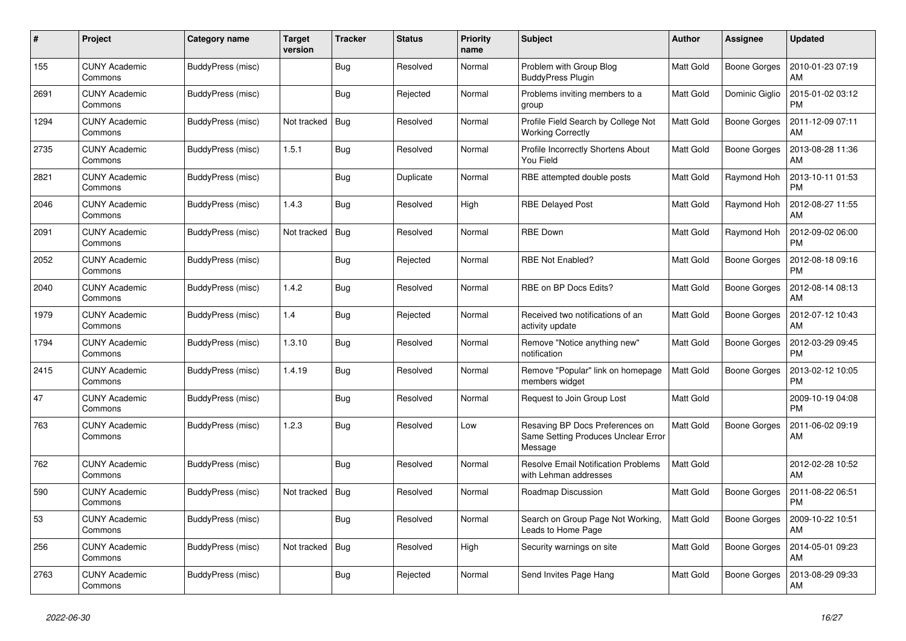| # | Project | Category name | Target version | Tracker | Status | Priority name | Subject | Author | Assignee | Updated |
|---|---|---|---|---|---|---|---|---|---|---|
| 155 | CUNY Academic Commons | BuddyPress (misc) | | Bug | Resolved | Normal | Problem with Group Blog BuddyPress Plugin | Matt Gold | Boone Gorges | 2010-01-23 07:19 AM |
| 2691 | CUNY Academic Commons | BuddyPress (misc) | | Bug | Rejected | Normal | Problems inviting members to a group | Matt Gold | Dominic Giglio | 2015-01-02 03:12 PM |
| 1294 | CUNY Academic Commons | BuddyPress (misc) | Not tracked | Bug | Resolved | Normal | Profile Field Search by College Not Working Correctly | Matt Gold | Boone Gorges | 2011-12-09 07:11 AM |
| 2735 | CUNY Academic Commons | BuddyPress (misc) | 1.5.1 | Bug | Resolved | Normal | Profile Incorrectly Shortens About You Field | Matt Gold | Boone Gorges | 2013-08-28 11:36 AM |
| 2821 | CUNY Academic Commons | BuddyPress (misc) | | Bug | Duplicate | Normal | RBE attempted double posts | Matt Gold | Raymond Hoh | 2013-10-11 01:53 PM |
| 2046 | CUNY Academic Commons | BuddyPress (misc) | 1.4.3 | Bug | Resolved | High | RBE Delayed Post | Matt Gold | Raymond Hoh | 2012-08-27 11:55 AM |
| 2091 | CUNY Academic Commons | BuddyPress (misc) | Not tracked | Bug | Resolved | Normal | RBE Down | Matt Gold | Raymond Hoh | 2012-09-02 06:00 PM |
| 2052 | CUNY Academic Commons | BuddyPress (misc) | | Bug | Rejected | Normal | RBE Not Enabled? | Matt Gold | Boone Gorges | 2012-08-18 09:16 PM |
| 2040 | CUNY Academic Commons | BuddyPress (misc) | 1.4.2 | Bug | Resolved | Normal | RBE on BP Docs Edits? | Matt Gold | Boone Gorges | 2012-08-14 08:13 AM |
| 1979 | CUNY Academic Commons | BuddyPress (misc) | 1.4 | Bug | Rejected | Normal | Received two notifications of an activity update | Matt Gold | Boone Gorges | 2012-07-12 10:43 AM |
| 1794 | CUNY Academic Commons | BuddyPress (misc) | 1.3.10 | Bug | Resolved | Normal | Remove "Notice anything new" notification | Matt Gold | Boone Gorges | 2012-03-29 09:45 PM |
| 2415 | CUNY Academic Commons | BuddyPress (misc) | 1.4.19 | Bug | Resolved | Normal | Remove "Popular" link on homepage members widget | Matt Gold | Boone Gorges | 2013-02-12 10:05 PM |
| 47 | CUNY Academic Commons | BuddyPress (misc) | | Bug | Resolved | Normal | Request to Join Group Lost | Matt Gold | | 2009-10-19 04:08 PM |
| 763 | CUNY Academic Commons | BuddyPress (misc) | 1.2.3 | Bug | Resolved | Low | Resaving BP Docs Preferences on Same Setting Produces Unclear Error Message | Matt Gold | Boone Gorges | 2011-06-02 09:19 AM |
| 762 | CUNY Academic Commons | BuddyPress (misc) | | Bug | Resolved | Normal | Resolve Email Notification Problems with Lehman addresses | Matt Gold | | 2012-02-28 10:52 AM |
| 590 | CUNY Academic Commons | BuddyPress (misc) | Not tracked | Bug | Resolved | Normal | Roadmap Discussion | Matt Gold | Boone Gorges | 2011-08-22 06:51 PM |
| 53 | CUNY Academic Commons | BuddyPress (misc) | | Bug | Resolved | Normal | Search on Group Page Not Working, Leads to Home Page | Matt Gold | Boone Gorges | 2009-10-22 10:51 AM |
| 256 | CUNY Academic Commons | BuddyPress (misc) | Not tracked | Bug | Resolved | High | Security warnings on site | Matt Gold | Boone Gorges | 2014-05-01 09:23 AM |
| 2763 | CUNY Academic Commons | BuddyPress (misc) | | Bug | Rejected | Normal | Send Invites Page Hang | Matt Gold | Boone Gorges | 2013-08-29 09:33 AM |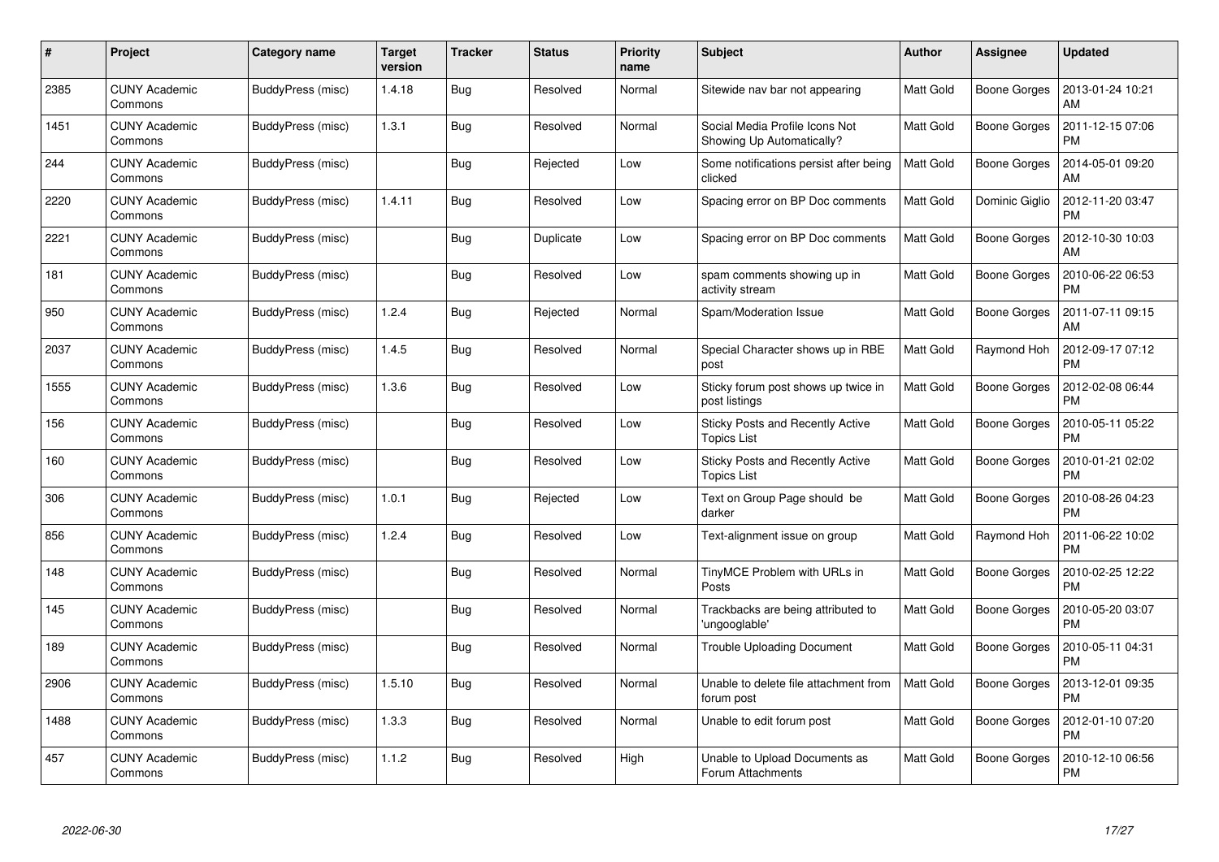| # | Project | Category name | Target version | Tracker | Status | Priority name | Subject | Author | Assignee | Updated |
|---|---|---|---|---|---|---|---|---|---|---|
| 2385 | CUNY Academic Commons | BuddyPress (misc) | 1.4.18 | Bug | Resolved | Normal | Sitewide nav bar not appearing | Matt Gold | Boone Gorges | 2013-01-24 10:21 AM |
| 1451 | CUNY Academic Commons | BuddyPress (misc) | 1.3.1 | Bug | Resolved | Normal | Social Media Profile Icons Not Showing Up Automatically? | Matt Gold | Boone Gorges | 2011-12-15 07:06 PM |
| 244 | CUNY Academic Commons | BuddyPress (misc) | | Bug | Rejected | Low | Some notifications persist after being clicked | Matt Gold | Boone Gorges | 2014-05-01 09:20 AM |
| 2220 | CUNY Academic Commons | BuddyPress (misc) | 1.4.11 | Bug | Resolved | Low | Spacing error on BP Doc comments | Matt Gold | Dominic Giglio | 2012-11-20 03:47 PM |
| 2221 | CUNY Academic Commons | BuddyPress (misc) | | Bug | Duplicate | Low | Spacing error on BP Doc comments | Matt Gold | Boone Gorges | 2012-10-30 10:03 AM |
| 181 | CUNY Academic Commons | BuddyPress (misc) | | Bug | Resolved | Low | spam comments showing up in activity stream | Matt Gold | Boone Gorges | 2010-06-22 06:53 PM |
| 950 | CUNY Academic Commons | BuddyPress (misc) | 1.2.4 | Bug | Rejected | Normal | Spam/Moderation Issue | Matt Gold | Boone Gorges | 2011-07-11 09:15 AM |
| 2037 | CUNY Academic Commons | BuddyPress (misc) | 1.4.5 | Bug | Resolved | Normal | Special Character shows up in RBE post | Matt Gold | Raymond Hoh | 2012-09-17 07:12 PM |
| 1555 | CUNY Academic Commons | BuddyPress (misc) | 1.3.6 | Bug | Resolved | Low | Sticky forum post shows up twice in post listings | Matt Gold | Boone Gorges | 2012-02-08 06:44 PM |
| 156 | CUNY Academic Commons | BuddyPress (misc) | | Bug | Resolved | Low | Sticky Posts and Recently Active Topics List | Matt Gold | Boone Gorges | 2010-05-11 05:22 PM |
| 160 | CUNY Academic Commons | BuddyPress (misc) | | Bug | Resolved | Low | Sticky Posts and Recently Active Topics List | Matt Gold | Boone Gorges | 2010-01-21 02:02 PM |
| 306 | CUNY Academic Commons | BuddyPress (misc) | 1.0.1 | Bug | Rejected | Low | Text on Group Page should be darker | Matt Gold | Boone Gorges | 2010-08-26 04:23 PM |
| 856 | CUNY Academic Commons | BuddyPress (misc) | 1.2.4 | Bug | Resolved | Low | Text-alignment issue on group | Matt Gold | Raymond Hoh | 2011-06-22 10:02 PM |
| 148 | CUNY Academic Commons | BuddyPress (misc) | | Bug | Resolved | Normal | TinyMCE Problem with URLs in Posts | Matt Gold | Boone Gorges | 2010-02-25 12:22 PM |
| 145 | CUNY Academic Commons | BuddyPress (misc) | | Bug | Resolved | Normal | Trackbacks are being attributed to 'ungooglable' | Matt Gold | Boone Gorges | 2010-05-20 03:07 PM |
| 189 | CUNY Academic Commons | BuddyPress (misc) | | Bug | Resolved | Normal | Trouble Uploading Document | Matt Gold | Boone Gorges | 2010-05-11 04:31 PM |
| 2906 | CUNY Academic Commons | BuddyPress (misc) | 1.5.10 | Bug | Resolved | Normal | Unable to delete file attachment from forum post | Matt Gold | Boone Gorges | 2013-12-01 09:35 PM |
| 1488 | CUNY Academic Commons | BuddyPress (misc) | 1.3.3 | Bug | Resolved | Normal | Unable to edit forum post | Matt Gold | Boone Gorges | 2012-01-10 07:20 PM |
| 457 | CUNY Academic Commons | BuddyPress (misc) | 1.1.2 | Bug | Resolved | High | Unable to Upload Documents as Forum Attachments | Matt Gold | Boone Gorges | 2010-12-10 06:56 PM |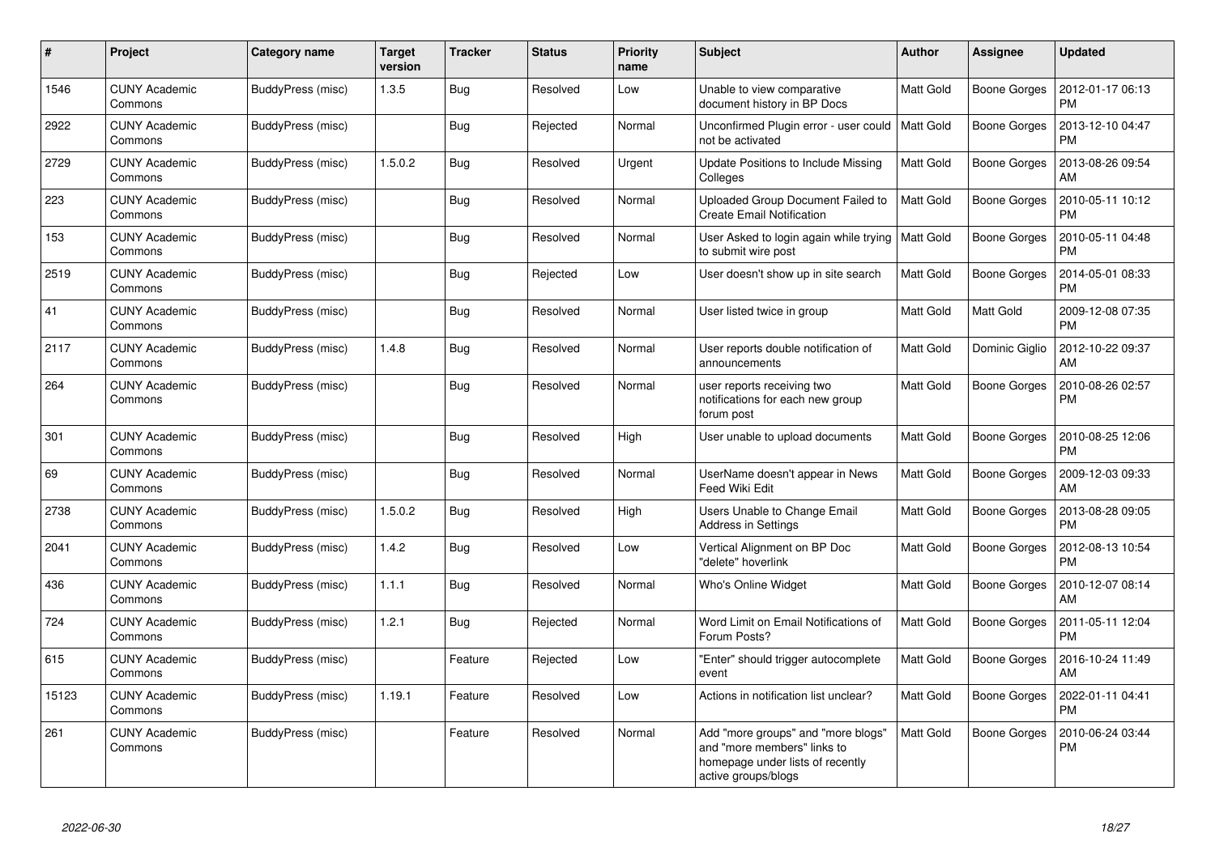| # | Project | Category name | Target version | Tracker | Status | Priority name | Subject | Author | Assignee | Updated |
|---|---|---|---|---|---|---|---|---|---|---|
| 1546 | CUNY Academic Commons | BuddyPress (misc) | 1.3.5 | Bug | Resolved | Low | Unable to view comparative document history in BP Docs | Matt Gold | Boone Gorges | 2012-01-17 06:13 PM |
| 2922 | CUNY Academic Commons | BuddyPress (misc) | | Bug | Rejected | Normal | Unconfirmed Plugin error - user could not be activated | Matt Gold | Boone Gorges | 2013-12-10 04:47 PM |
| 2729 | CUNY Academic Commons | BuddyPress (misc) | 1.5.0.2 | Bug | Resolved | Urgent | Update Positions to Include Missing Colleges | Matt Gold | Boone Gorges | 2013-08-26 09:54 AM |
| 223 | CUNY Academic Commons | BuddyPress (misc) | | Bug | Resolved | Normal | Uploaded Group Document Failed to Create Email Notification | Matt Gold | Boone Gorges | 2010-05-11 10:12 PM |
| 153 | CUNY Academic Commons | BuddyPress (misc) | | Bug | Resolved | Normal | User Asked to login again while trying to submit wire post | Matt Gold | Boone Gorges | 2010-05-11 04:48 PM |
| 2519 | CUNY Academic Commons | BuddyPress (misc) | | Bug | Rejected | Low | User doesn't show up in site search | Matt Gold | Boone Gorges | 2014-05-01 08:33 PM |
| 41 | CUNY Academic Commons | BuddyPress (misc) | | Bug | Resolved | Normal | User listed twice in group | Matt Gold | Matt Gold | 2009-12-08 07:35 PM |
| 2117 | CUNY Academic Commons | BuddyPress (misc) | 1.4.8 | Bug | Resolved | Normal | User reports double notification of announcements | Matt Gold | Dominic Giglio | 2012-10-22 09:37 AM |
| 264 | CUNY Academic Commons | BuddyPress (misc) | | Bug | Resolved | Normal | user reports receiving two notifications for each new group forum post | Matt Gold | Boone Gorges | 2010-08-26 02:57 PM |
| 301 | CUNY Academic Commons | BuddyPress (misc) | | Bug | Resolved | High | User unable to upload documents | Matt Gold | Boone Gorges | 2010-08-25 12:06 PM |
| 69 | CUNY Academic Commons | BuddyPress (misc) | | Bug | Resolved | Normal | UserName doesn't appear in News Feed Wiki Edit | Matt Gold | Boone Gorges | 2009-12-03 09:33 AM |
| 2738 | CUNY Academic Commons | BuddyPress (misc) | 1.5.0.2 | Bug | Resolved | High | Users Unable to Change Email Address in Settings | Matt Gold | Boone Gorges | 2013-08-28 09:05 PM |
| 2041 | CUNY Academic Commons | BuddyPress (misc) | 1.4.2 | Bug | Resolved | Low | Vertical Alignment on BP Doc "delete" hoverlink | Matt Gold | Boone Gorges | 2012-08-13 10:54 PM |
| 436 | CUNY Academic Commons | BuddyPress (misc) | 1.1.1 | Bug | Resolved | Normal | Who's Online Widget | Matt Gold | Boone Gorges | 2010-12-07 08:14 AM |
| 724 | CUNY Academic Commons | BuddyPress (misc) | 1.2.1 | Bug | Rejected | Normal | Word Limit on Email Notifications of Forum Posts? | Matt Gold | Boone Gorges | 2011-05-11 12:04 PM |
| 615 | CUNY Academic Commons | BuddyPress (misc) | | Feature | Rejected | Low | "Enter" should trigger autocomplete event | Matt Gold | Boone Gorges | 2016-10-24 11:49 AM |
| 15123 | CUNY Academic Commons | BuddyPress (misc) | 1.19.1 | Feature | Resolved | Low | Actions in notification list unclear? | Matt Gold | Boone Gorges | 2022-01-11 04:41 PM |
| 261 | CUNY Academic Commons | BuddyPress (misc) | | Feature | Resolved | Normal | Add "more groups" and "more blogs" and "more members" links to homepage under lists of recently active groups/blogs | Matt Gold | Boone Gorges | 2010-06-24 03:44 PM |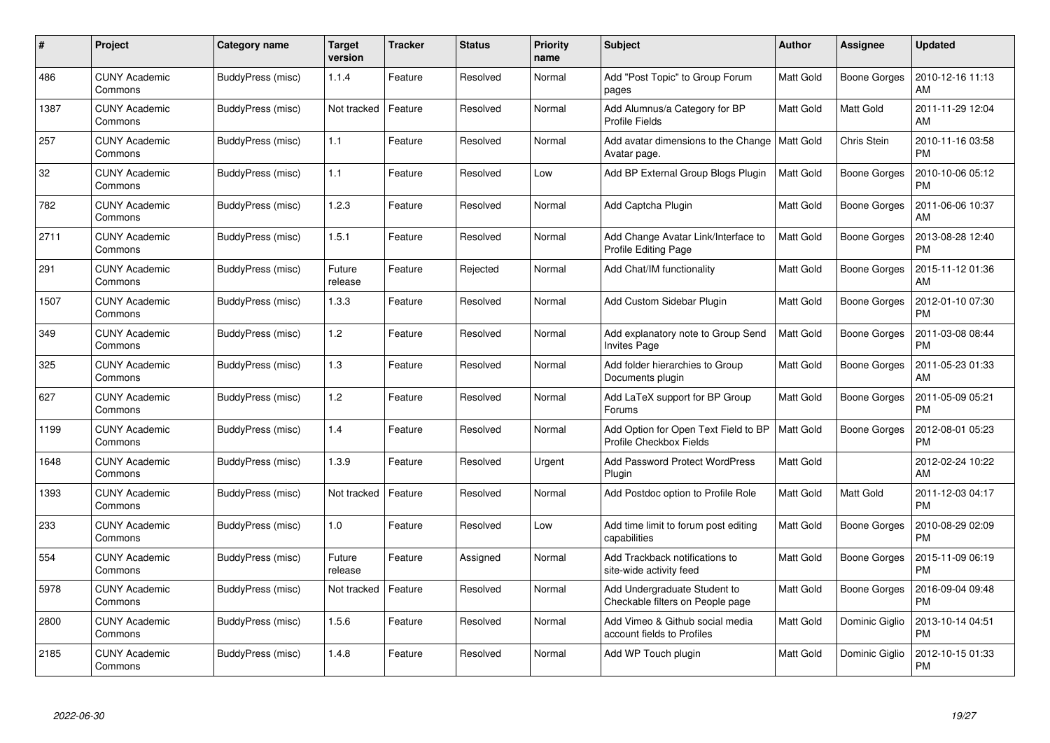| # | Project | Category name | Target version | Tracker | Status | Priority name | Subject | Author | Assignee | Updated |
|---|---|---|---|---|---|---|---|---|---|---|
| 486 | CUNY Academic Commons | BuddyPress (misc) | 1.1.4 | Feature | Resolved | Normal | Add "Post Topic" to Group Forum pages | Matt Gold | Boone Gorges | 2010-12-16 11:13 AM |
| 1387 | CUNY Academic Commons | BuddyPress (misc) | Not tracked | Feature | Resolved | Normal | Add Alumnus/a Category for BP Profile Fields | Matt Gold | Matt Gold | 2011-11-29 12:04 AM |
| 257 | CUNY Academic Commons | BuddyPress (misc) | 1.1 | Feature | Resolved | Normal | Add avatar dimensions to the Change Avatar page. | Matt Gold | Chris Stein | 2010-11-16 03:58 PM |
| 32 | CUNY Academic Commons | BuddyPress (misc) | 1.1 | Feature | Resolved | Low | Add BP External Group Blogs Plugin | Matt Gold | Boone Gorges | 2010-10-06 05:12 PM |
| 782 | CUNY Academic Commons | BuddyPress (misc) | 1.2.3 | Feature | Resolved | Normal | Add Captcha Plugin | Matt Gold | Boone Gorges | 2011-06-06 10:37 AM |
| 2711 | CUNY Academic Commons | BuddyPress (misc) | 1.5.1 | Feature | Resolved | Normal | Add Change Avatar Link/Interface to Profile Editing Page | Matt Gold | Boone Gorges | 2013-08-28 12:40 PM |
| 291 | CUNY Academic Commons | BuddyPress (misc) | Future release | Feature | Rejected | Normal | Add Chat/IM functionality | Matt Gold | Boone Gorges | 2015-11-12 01:36 AM |
| 1507 | CUNY Academic Commons | BuddyPress (misc) | 1.3.3 | Feature | Resolved | Normal | Add Custom Sidebar Plugin | Matt Gold | Boone Gorges | 2012-01-10 07:30 PM |
| 349 | CUNY Academic Commons | BuddyPress (misc) | 1.2 | Feature | Resolved | Normal | Add explanatory note to Group Send Invites Page | Matt Gold | Boone Gorges | 2011-03-08 08:44 PM |
| 325 | CUNY Academic Commons | BuddyPress (misc) | 1.3 | Feature | Resolved | Normal | Add folder hierarchies to Group Documents plugin | Matt Gold | Boone Gorges | 2011-05-23 01:33 AM |
| 627 | CUNY Academic Commons | BuddyPress (misc) | 1.2 | Feature | Resolved | Normal | Add LaTeX support for BP Group Forums | Matt Gold | Boone Gorges | 2011-05-09 05:21 PM |
| 1199 | CUNY Academic Commons | BuddyPress (misc) | 1.4 | Feature | Resolved | Normal | Add Option for Open Text Field to BP Profile Checkbox Fields | Matt Gold | Boone Gorges | 2012-08-01 05:23 PM |
| 1648 | CUNY Academic Commons | BuddyPress (misc) | 1.3.9 | Feature | Resolved | Urgent | Add Password Protect WordPress Plugin | Matt Gold | | 2012-02-24 10:22 AM |
| 1393 | CUNY Academic Commons | BuddyPress (misc) | Not tracked | Feature | Resolved | Normal | Add Postdoc option to Profile Role | Matt Gold | Matt Gold | 2011-12-03 04:17 PM |
| 233 | CUNY Academic Commons | BuddyPress (misc) | 1.0 | Feature | Resolved | Low | Add time limit to forum post editing capabilities | Matt Gold | Boone Gorges | 2010-08-29 02:09 PM |
| 554 | CUNY Academic Commons | BuddyPress (misc) | Future release | Feature | Assigned | Normal | Add Trackback notifications to site-wide activity feed | Matt Gold | Boone Gorges | 2015-11-09 06:19 PM |
| 5978 | CUNY Academic Commons | BuddyPress (misc) | Not tracked | Feature | Resolved | Normal | Add Undergraduate Student to Checkable filters on People page | Matt Gold | Boone Gorges | 2016-09-04 09:48 PM |
| 2800 | CUNY Academic Commons | BuddyPress (misc) | 1.5.6 | Feature | Resolved | Normal | Add Vimeo & Github social media account fields to Profiles | Matt Gold | Dominic Giglio | 2013-10-14 04:51 PM |
| 2185 | CUNY Academic Commons | BuddyPress (misc) | 1.4.8 | Feature | Resolved | Normal | Add WP Touch plugin | Matt Gold | Dominic Giglio | 2012-10-15 01:33 PM |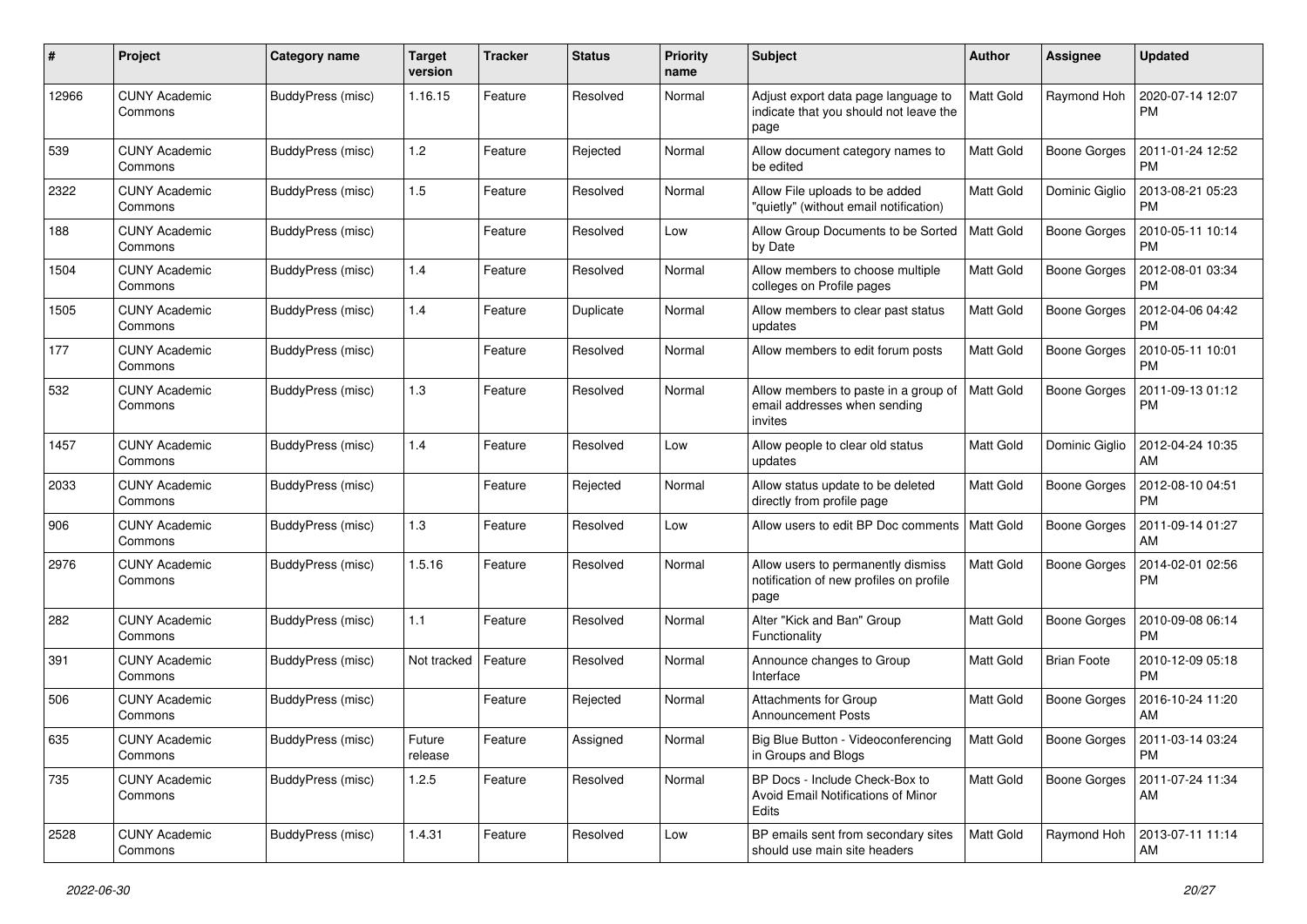| # | Project | Category name | Target version | Tracker | Status | Priority name | Subject | Author | Assignee | Updated |
|---|---|---|---|---|---|---|---|---|---|---|
| 12966 | CUNY Academic Commons | BuddyPress (misc) | 1.16.15 | Feature | Resolved | Normal | Adjust export data page language to indicate that you should not leave the page | Matt Gold | Raymond Hoh | 2020-07-14 12:07 PM |
| 539 | CUNY Academic Commons | BuddyPress (misc) | 1.2 | Feature | Rejected | Normal | Allow document category names to be edited | Matt Gold | Boone Gorges | 2011-01-24 12:52 PM |
| 2322 | CUNY Academic Commons | BuddyPress (misc) | 1.5 | Feature | Resolved | Normal | Allow File uploads to be added "quietly" (without email notification) | Matt Gold | Dominic Giglio | 2013-08-21 05:23 PM |
| 188 | CUNY Academic Commons | BuddyPress (misc) | | Feature | Resolved | Low | Allow Group Documents to be Sorted by Date | Matt Gold | Boone Gorges | 2010-05-11 10:14 PM |
| 1504 | CUNY Academic Commons | BuddyPress (misc) | 1.4 | Feature | Resolved | Normal | Allow members to choose multiple colleges on Profile pages | Matt Gold | Boone Gorges | 2012-08-01 03:34 PM |
| 1505 | CUNY Academic Commons | BuddyPress (misc) | 1.4 | Feature | Duplicate | Normal | Allow members to clear past status updates | Matt Gold | Boone Gorges | 2012-04-06 04:42 PM |
| 177 | CUNY Academic Commons | BuddyPress (misc) | | Feature | Resolved | Normal | Allow members to edit forum posts | Matt Gold | Boone Gorges | 2010-05-11 10:01 PM |
| 532 | CUNY Academic Commons | BuddyPress (misc) | 1.3 | Feature | Resolved | Normal | Allow members to paste in a group of email addresses when sending invites | Matt Gold | Boone Gorges | 2011-09-13 01:12 PM |
| 1457 | CUNY Academic Commons | BuddyPress (misc) | 1.4 | Feature | Resolved | Low | Allow people to clear old status updates | Matt Gold | Dominic Giglio | 2012-04-24 10:35 AM |
| 2033 | CUNY Academic Commons | BuddyPress (misc) | | Feature | Rejected | Normal | Allow status update to be deleted directly from profile page | Matt Gold | Boone Gorges | 2012-08-10 04:51 PM |
| 906 | CUNY Academic Commons | BuddyPress (misc) | 1.3 | Feature | Resolved | Low | Allow users to edit BP Doc comments | Matt Gold | Boone Gorges | 2011-09-14 01:27 AM |
| 2976 | CUNY Academic Commons | BuddyPress (misc) | 1.5.16 | Feature | Resolved | Normal | Allow users to permanently dismiss notification of new profiles on profile page | Matt Gold | Boone Gorges | 2014-02-01 02:56 PM |
| 282 | CUNY Academic Commons | BuddyPress (misc) | 1.1 | Feature | Resolved | Normal | Alter "Kick and Ban" Group Functionality | Matt Gold | Boone Gorges | 2010-09-08 06:14 PM |
| 391 | CUNY Academic Commons | BuddyPress (misc) | Not tracked | Feature | Resolved | Normal | Announce changes to Group Interface | Matt Gold | Brian Foote | 2010-12-09 05:18 PM |
| 506 | CUNY Academic Commons | BuddyPress (misc) | | Feature | Rejected | Normal | Attachments for Group Announcement Posts | Matt Gold | Boone Gorges | 2016-10-24 11:20 AM |
| 635 | CUNY Academic Commons | BuddyPress (misc) | Future release | Feature | Assigned | Normal | Big Blue Button - Videoconferencing in Groups and Blogs | Matt Gold | Boone Gorges | 2011-03-14 03:24 PM |
| 735 | CUNY Academic Commons | BuddyPress (misc) | 1.2.5 | Feature | Resolved | Normal | BP Docs - Include Check-Box to Avoid Email Notifications of Minor Edits | Matt Gold | Boone Gorges | 2011-07-24 11:34 AM |
| 2528 | CUNY Academic Commons | BuddyPress (misc) | 1.4.31 | Feature | Resolved | Low | BP emails sent from secondary sites should use main site headers | Matt Gold | Raymond Hoh | 2013-07-11 11:14 AM |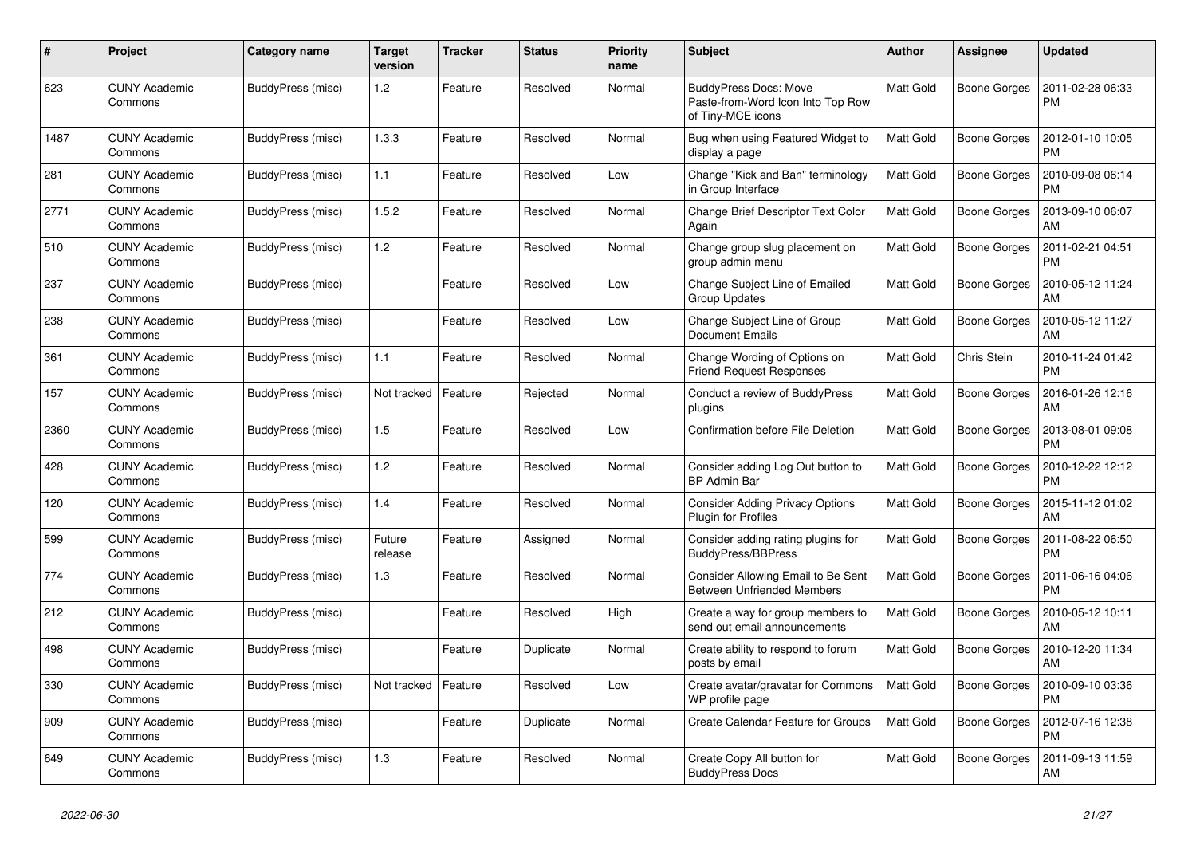| # | Project | Category name | Target version | Tracker | Status | Priority name | Subject | Author | Assignee | Updated |
|---|---|---|---|---|---|---|---|---|---|---|
| 623 | CUNY Academic Commons | BuddyPress (misc) | 1.2 | Feature | Resolved | Normal | BuddyPress Docs: Move Paste-from-Word Icon Into Top Row of Tiny-MCE icons | Matt Gold | Boone Gorges | 2011-02-28 06:33 PM |
| 1487 | CUNY Academic Commons | BuddyPress (misc) | 1.3.3 | Feature | Resolved | Normal | Bug when using Featured Widget to display a page | Matt Gold | Boone Gorges | 2012-01-10 10:05 PM |
| 281 | CUNY Academic Commons | BuddyPress (misc) | 1.1 | Feature | Resolved | Low | Change "Kick and Ban" terminology in Group Interface | Matt Gold | Boone Gorges | 2010-09-08 06:14 PM |
| 2771 | CUNY Academic Commons | BuddyPress (misc) | 1.5.2 | Feature | Resolved | Normal | Change Brief Descriptor Text Color Again | Matt Gold | Boone Gorges | 2013-09-10 06:07 AM |
| 510 | CUNY Academic Commons | BuddyPress (misc) | 1.2 | Feature | Resolved | Normal | Change group slug placement on group admin menu | Matt Gold | Boone Gorges | 2011-02-21 04:51 PM |
| 237 | CUNY Academic Commons | BuddyPress (misc) | | Feature | Resolved | Low | Change Subject Line of Emailed Group Updates | Matt Gold | Boone Gorges | 2010-05-12 11:24 AM |
| 238 | CUNY Academic Commons | BuddyPress (misc) | | Feature | Resolved | Low | Change Subject Line of Group Document Emails | Matt Gold | Boone Gorges | 2010-05-12 11:27 AM |
| 361 | CUNY Academic Commons | BuddyPress (misc) | 1.1 | Feature | Resolved | Normal | Change Wording of Options on Friend Request Responses | Matt Gold | Chris Stein | 2010-11-24 01:42 PM |
| 157 | CUNY Academic Commons | BuddyPress (misc) | Not tracked | Feature | Rejected | Normal | Conduct a review of BuddyPress plugins | Matt Gold | Boone Gorges | 2016-01-26 12:16 AM |
| 2360 | CUNY Academic Commons | BuddyPress (misc) | 1.5 | Feature | Resolved | Low | Confirmation before File Deletion | Matt Gold | Boone Gorges | 2013-08-01 09:08 PM |
| 428 | CUNY Academic Commons | BuddyPress (misc) | 1.2 | Feature | Resolved | Normal | Consider adding Log Out button to BP Admin Bar | Matt Gold | Boone Gorges | 2010-12-22 12:12 PM |
| 120 | CUNY Academic Commons | BuddyPress (misc) | 1.4 | Feature | Resolved | Normal | Consider Adding Privacy Options Plugin for Profiles | Matt Gold | Boone Gorges | 2015-11-12 01:02 AM |
| 599 | CUNY Academic Commons | BuddyPress (misc) | Future release | Feature | Assigned | Normal | Consider adding rating plugins for BuddyPress/BBPress | Matt Gold | Boone Gorges | 2011-08-22 06:50 PM |
| 774 | CUNY Academic Commons | BuddyPress (misc) | 1.3 | Feature | Resolved | Normal | Consider Allowing Email to Be Sent Between Unfriended Members | Matt Gold | Boone Gorges | 2011-06-16 04:06 PM |
| 212 | CUNY Academic Commons | BuddyPress (misc) | | Feature | Resolved | High | Create a way for group members to send out email announcements | Matt Gold | Boone Gorges | 2010-05-12 10:11 AM |
| 498 | CUNY Academic Commons | BuddyPress (misc) | | Feature | Duplicate | Normal | Create ability to respond to forum posts by email | Matt Gold | Boone Gorges | 2010-12-20 11:34 AM |
| 330 | CUNY Academic Commons | BuddyPress (misc) | Not tracked | Feature | Resolved | Low | Create avatar/gravatar for Commons WP profile page | Matt Gold | Boone Gorges | 2010-09-10 03:36 PM |
| 909 | CUNY Academic Commons | BuddyPress (misc) | | Feature | Duplicate | Normal | Create Calendar Feature for Groups | Matt Gold | Boone Gorges | 2012-07-16 12:38 PM |
| 649 | CUNY Academic Commons | BuddyPress (misc) | 1.3 | Feature | Resolved | Normal | Create Copy All button for BuddyPress Docs | Matt Gold | Boone Gorges | 2011-09-13 11:59 AM |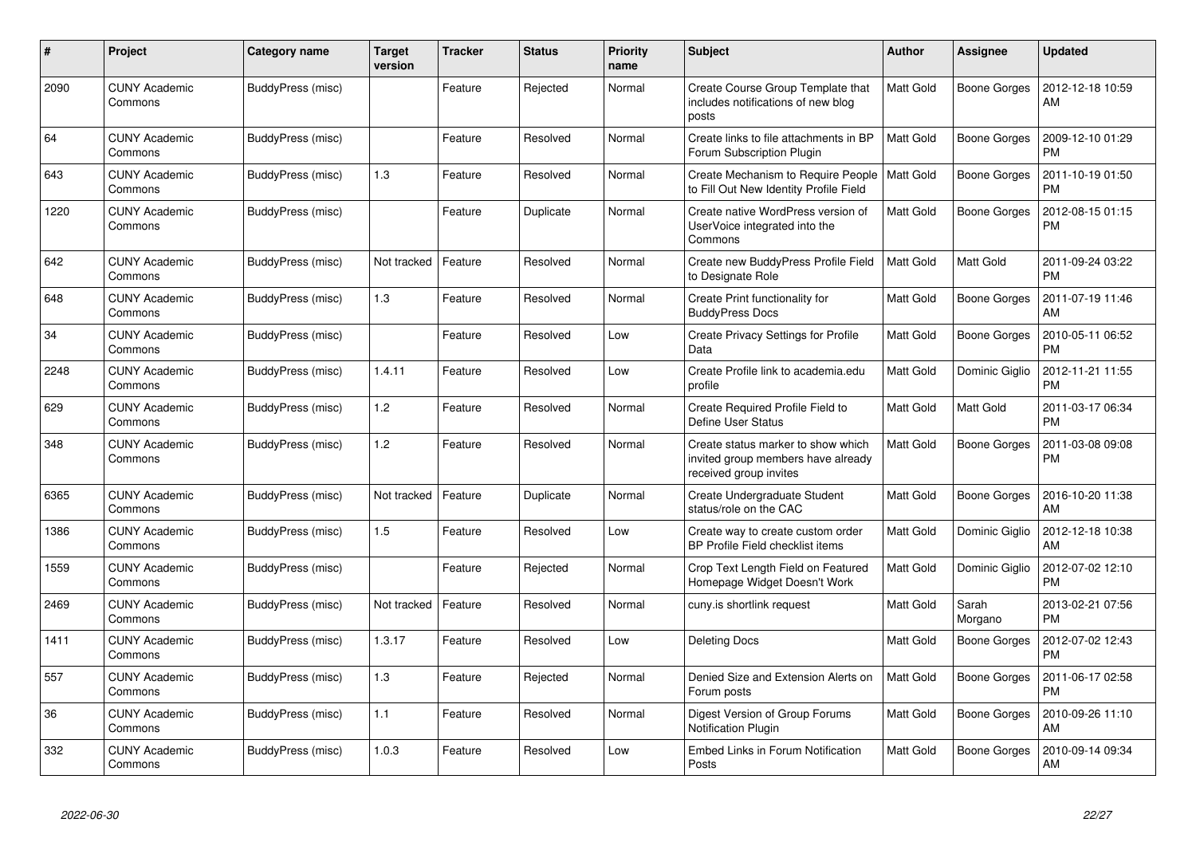| # | Project | Category name | Target version | Tracker | Status | Priority name | Subject | Author | Assignee | Updated |
|---|---|---|---|---|---|---|---|---|---|---|
| 2090 | CUNY Academic Commons | BuddyPress (misc) | | Feature | Rejected | Normal | Create Course Group Template that includes notifications of new blog posts | Matt Gold | Boone Gorges | 2012-12-18 10:59 AM |
| 64 | CUNY Academic Commons | BuddyPress (misc) | | Feature | Resolved | Normal | Create links to file attachments in BP Forum Subscription Plugin | Matt Gold | Boone Gorges | 2009-12-10 01:29 PM |
| 643 | CUNY Academic Commons | BuddyPress (misc) | 1.3 | Feature | Resolved | Normal | Create Mechanism to Require People to Fill Out New Identity Profile Field | Matt Gold | Boone Gorges | 2011-10-19 01:50 PM |
| 1220 | CUNY Academic Commons | BuddyPress (misc) | | Feature | Duplicate | Normal | Create native WordPress version of UserVoice integrated into the Commons | Matt Gold | Boone Gorges | 2012-08-15 01:15 PM |
| 642 | CUNY Academic Commons | BuddyPress (misc) | Not tracked | Feature | Resolved | Normal | Create new BuddyPress Profile Field to Designate Role | Matt Gold | Matt Gold | 2011-09-24 03:22 PM |
| 648 | CUNY Academic Commons | BuddyPress (misc) | 1.3 | Feature | Resolved | Normal | Create Print functionality for BuddyPress Docs | Matt Gold | Boone Gorges | 2011-07-19 11:46 AM |
| 34 | CUNY Academic Commons | BuddyPress (misc) | | Feature | Resolved | Low | Create Privacy Settings for Profile Data | Matt Gold | Boone Gorges | 2010-05-11 06:52 PM |
| 2248 | CUNY Academic Commons | BuddyPress (misc) | 1.4.11 | Feature | Resolved | Low | Create Profile link to academia.edu profile | Matt Gold | Dominic Giglio | 2012-11-21 11:55 PM |
| 629 | CUNY Academic Commons | BuddyPress (misc) | 1.2 | Feature | Resolved | Normal | Create Required Profile Field to Define User Status | Matt Gold | Matt Gold | 2011-03-17 06:34 PM |
| 348 | CUNY Academic Commons | BuddyPress (misc) | 1.2 | Feature | Resolved | Normal | Create status marker to show which invited group members have already received group invites | Matt Gold | Boone Gorges | 2011-03-08 09:08 PM |
| 6365 | CUNY Academic Commons | BuddyPress (misc) | Not tracked | Feature | Duplicate | Normal | Create Undergraduate Student status/role on the CAC | Matt Gold | Boone Gorges | 2016-10-20 11:38 AM |
| 1386 | CUNY Academic Commons | BuddyPress (misc) | 1.5 | Feature | Resolved | Low | Create way to create custom order BP Profile Field checklist items | Matt Gold | Dominic Giglio | 2012-12-18 10:38 AM |
| 1559 | CUNY Academic Commons | BuddyPress (misc) | | Feature | Rejected | Normal | Crop Text Length Field on Featured Homepage Widget Doesn't Work | Matt Gold | Dominic Giglio | 2012-07-02 12:10 PM |
| 2469 | CUNY Academic Commons | BuddyPress (misc) | Not tracked | Feature | Resolved | Normal | cuny.is shortlink request | Matt Gold | Sarah Morgano | 2013-02-21 07:56 PM |
| 1411 | CUNY Academic Commons | BuddyPress (misc) | 1.3.17 | Feature | Resolved | Low | Deleting Docs | Matt Gold | Boone Gorges | 2012-07-02 12:43 PM |
| 557 | CUNY Academic Commons | BuddyPress (misc) | 1.3 | Feature | Rejected | Normal | Denied Size and Extension Alerts on Forum posts | Matt Gold | Boone Gorges | 2011-06-17 02:58 PM |
| 36 | CUNY Academic Commons | BuddyPress (misc) | 1.1 | Feature | Resolved | Normal | Digest Version of Group Forums Notification Plugin | Matt Gold | Boone Gorges | 2010-09-26 11:10 AM |
| 332 | CUNY Academic Commons | BuddyPress (misc) | 1.0.3 | Feature | Resolved | Low | Embed Links in Forum Notification Posts | Matt Gold | Boone Gorges | 2010-09-14 09:34 AM |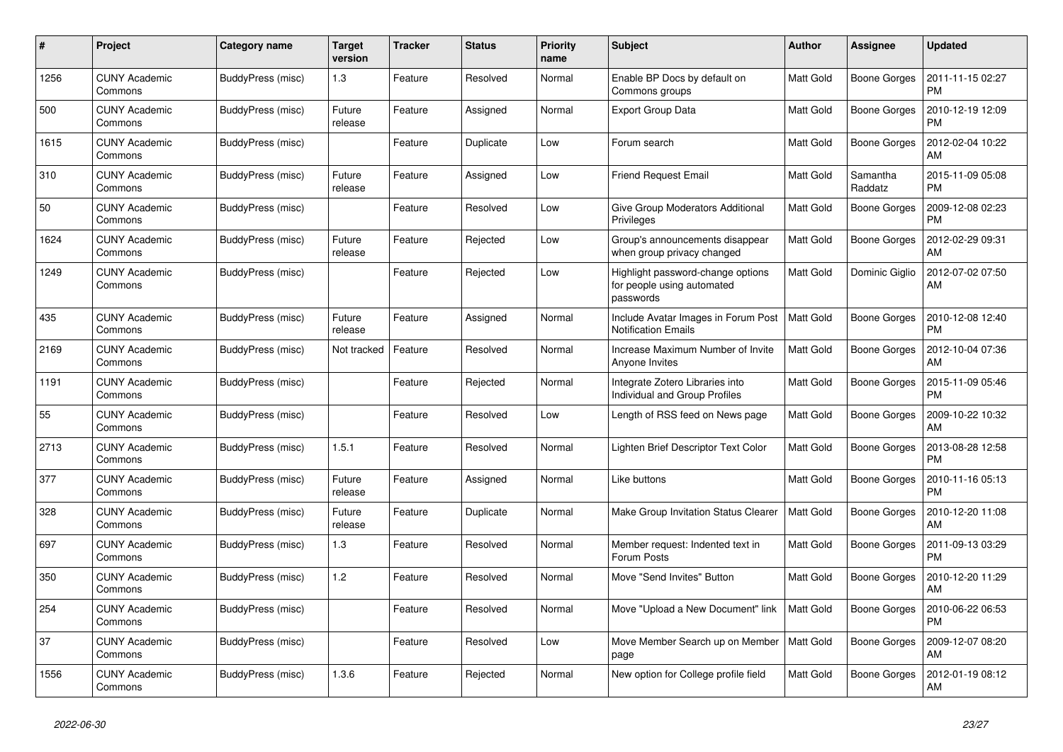| # | Project | Category name | Target version | Tracker | Status | Priority name | Subject | Author | Assignee | Updated |
|---|---|---|---|---|---|---|---|---|---|---|
| 1256 | CUNY Academic Commons | BuddyPress (misc) | 1.3 | Feature | Resolved | Normal | Enable BP Docs by default on Commons groups | Matt Gold | Boone Gorges | 2011-11-15 02:27 PM |
| 500 | CUNY Academic Commons | BuddyPress (misc) | Future release | Feature | Assigned | Normal | Export Group Data | Matt Gold | Boone Gorges | 2010-12-19 12:09 PM |
| 1615 | CUNY Academic Commons | BuddyPress (misc) | | Feature | Duplicate | Low | Forum search | Matt Gold | Boone Gorges | 2012-02-04 10:22 AM |
| 310 | CUNY Academic Commons | BuddyPress (misc) | Future release | Feature | Assigned | Low | Friend Request Email | Matt Gold | Samantha Raddatz | 2015-11-09 05:08 PM |
| 50 | CUNY Academic Commons | BuddyPress (misc) | | Feature | Resolved | Low | Give Group Moderators Additional Privileges | Matt Gold | Boone Gorges | 2009-12-08 02:23 PM |
| 1624 | CUNY Academic Commons | BuddyPress (misc) | Future release | Feature | Rejected | Low | Group's announcements disappear when group privacy changed | Matt Gold | Boone Gorges | 2012-02-29 09:31 AM |
| 1249 | CUNY Academic Commons | BuddyPress (misc) | | Feature | Rejected | Low | Highlight password-change options for people using automated passwords | Matt Gold | Dominic Giglio | 2012-07-02 07:50 AM |
| 435 | CUNY Academic Commons | BuddyPress (misc) | Future release | Feature | Assigned | Normal | Include Avatar Images in Forum Post Notification Emails | Matt Gold | Boone Gorges | 2010-12-08 12:40 PM |
| 2169 | CUNY Academic Commons | BuddyPress (misc) | Not tracked | Feature | Resolved | Normal | Increase Maximum Number of Invite Anyone Invites | Matt Gold | Boone Gorges | 2012-10-04 07:36 AM |
| 1191 | CUNY Academic Commons | BuddyPress (misc) | | Feature | Rejected | Normal | Integrate Zotero Libraries into Individual and Group Profiles | Matt Gold | Boone Gorges | 2015-11-09 05:46 PM |
| 55 | CUNY Academic Commons | BuddyPress (misc) | | Feature | Resolved | Low | Length of RSS feed on News page | Matt Gold | Boone Gorges | 2009-10-22 10:32 AM |
| 2713 | CUNY Academic Commons | BuddyPress (misc) | 1.5.1 | Feature | Resolved | Normal | Lighten Brief Descriptor Text Color | Matt Gold | Boone Gorges | 2013-08-28 12:58 PM |
| 377 | CUNY Academic Commons | BuddyPress (misc) | Future release | Feature | Assigned | Normal | Like buttons | Matt Gold | Boone Gorges | 2010-11-16 05:13 PM |
| 328 | CUNY Academic Commons | BuddyPress (misc) | Future release | Feature | Duplicate | Normal | Make Group Invitation Status Clearer | Matt Gold | Boone Gorges | 2010-12-20 11:08 AM |
| 697 | CUNY Academic Commons | BuddyPress (misc) | 1.3 | Feature | Resolved | Normal | Member request: Indented text in Forum Posts | Matt Gold | Boone Gorges | 2011-09-13 03:29 PM |
| 350 | CUNY Academic Commons | BuddyPress (misc) | 1.2 | Feature | Resolved | Normal | Move "Send Invites" Button | Matt Gold | Boone Gorges | 2010-12-20 11:29 AM |
| 254 | CUNY Academic Commons | BuddyPress (misc) | | Feature | Resolved | Normal | Move "Upload a New Document" link | Matt Gold | Boone Gorges | 2010-06-22 06:53 PM |
| 37 | CUNY Academic Commons | BuddyPress (misc) | | Feature | Resolved | Low | Move Member Search up on Member page | Matt Gold | Boone Gorges | 2009-12-07 08:20 AM |
| 1556 | CUNY Academic Commons | BuddyPress (misc) | 1.3.6 | Feature | Rejected | Normal | New option for College profile field | Matt Gold | Boone Gorges | 2012-01-19 08:12 AM |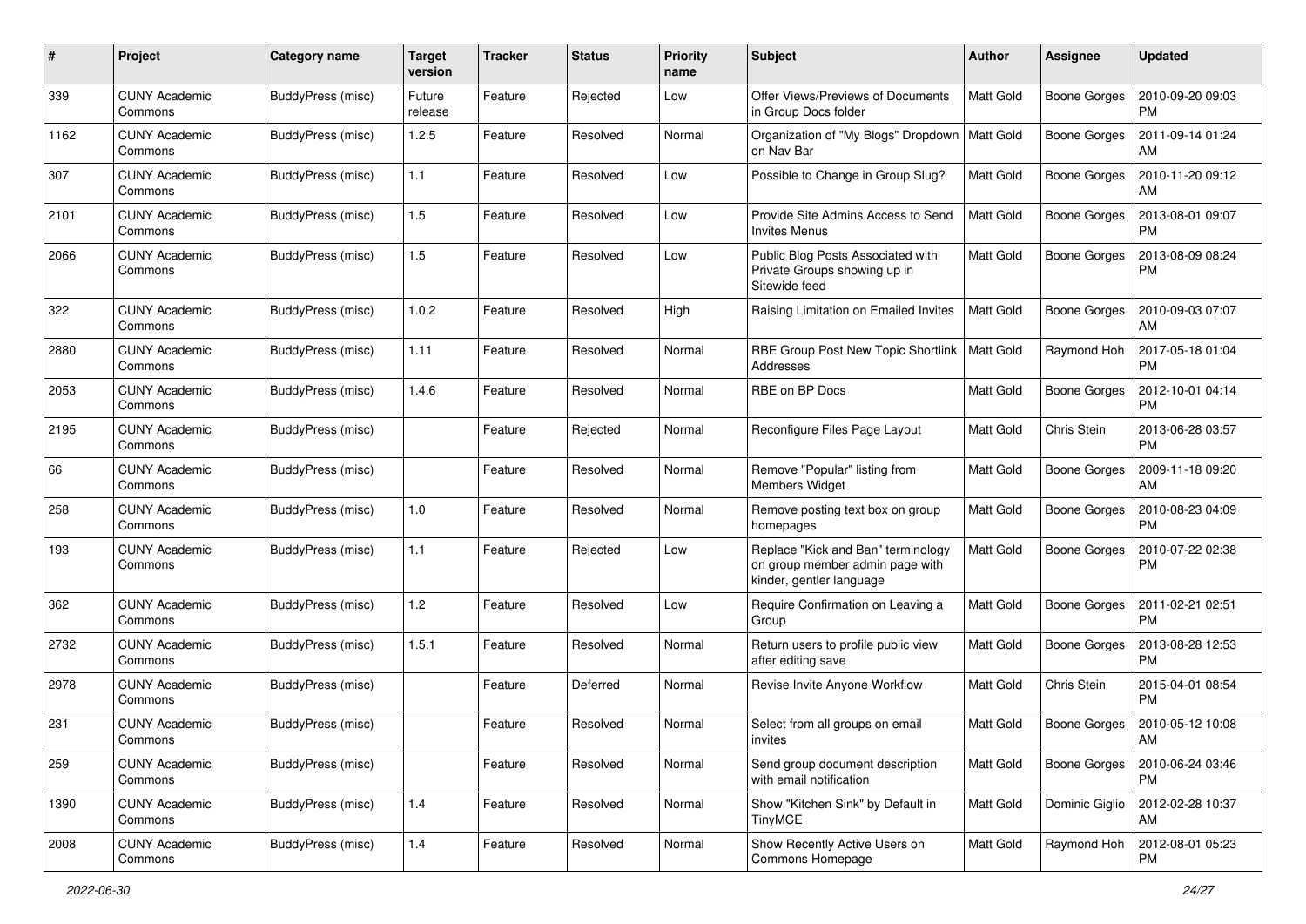| # | Project | Category name | Target version | Tracker | Status | Priority name | Subject | Author | Assignee | Updated |
|---|---|---|---|---|---|---|---|---|---|---|
| 339 | CUNY Academic Commons | BuddyPress (misc) | Future release | Feature | Rejected | Low | Offer Views/Previews of Documents in Group Docs folder | Matt Gold | Boone Gorges | 2010-09-20 09:03 PM |
| 1162 | CUNY Academic Commons | BuddyPress (misc) | 1.2.5 | Feature | Resolved | Normal | Organization of "My Blogs" Dropdown on Nav Bar | Matt Gold | Boone Gorges | 2011-09-14 01:24 AM |
| 307 | CUNY Academic Commons | BuddyPress (misc) | 1.1 | Feature | Resolved | Low | Possible to Change in Group Slug? | Matt Gold | Boone Gorges | 2010-11-20 09:12 AM |
| 2101 | CUNY Academic Commons | BuddyPress (misc) | 1.5 | Feature | Resolved | Low | Provide Site Admins Access to Send Invites Menus | Matt Gold | Boone Gorges | 2013-08-01 09:07 PM |
| 2066 | CUNY Academic Commons | BuddyPress (misc) | 1.5 | Feature | Resolved | Low | Public Blog Posts Associated with Private Groups showing up in Sitewide feed | Matt Gold | Boone Gorges | 2013-08-09 08:24 PM |
| 322 | CUNY Academic Commons | BuddyPress (misc) | 1.0.2 | Feature | Resolved | High | Raising Limitation on Emailed Invites | Matt Gold | Boone Gorges | 2010-09-03 07:07 AM |
| 2880 | CUNY Academic Commons | BuddyPress (misc) | 1.11 | Feature | Resolved | Normal | RBE Group Post New Topic Shortlink Addresses | Matt Gold | Raymond Hoh | 2017-05-18 01:04 PM |
| 2053 | CUNY Academic Commons | BuddyPress (misc) | 1.4.6 | Feature | Resolved | Normal | RBE on BP Docs | Matt Gold | Boone Gorges | 2012-10-01 04:14 PM |
| 2195 | CUNY Academic Commons | BuddyPress (misc) | | Feature | Rejected | Normal | Reconfigure Files Page Layout | Matt Gold | Chris Stein | 2013-06-28 03:57 PM |
| 66 | CUNY Academic Commons | BuddyPress (misc) | | Feature | Resolved | Normal | Remove "Popular" listing from Members Widget | Matt Gold | Boone Gorges | 2009-11-18 09:20 AM |
| 258 | CUNY Academic Commons | BuddyPress (misc) | 1.0 | Feature | Resolved | Normal | Remove posting text box on group homepages | Matt Gold | Boone Gorges | 2010-08-23 04:09 PM |
| 193 | CUNY Academic Commons | BuddyPress (misc) | 1.1 | Feature | Rejected | Low | Replace "Kick and Ban" terminology on group member admin page with kinder, gentler language | Matt Gold | Boone Gorges | 2010-07-22 02:38 PM |
| 362 | CUNY Academic Commons | BuddyPress (misc) | 1.2 | Feature | Resolved | Low | Require Confirmation on Leaving a Group | Matt Gold | Boone Gorges | 2011-02-21 02:51 PM |
| 2732 | CUNY Academic Commons | BuddyPress (misc) | 1.5.1 | Feature | Resolved | Normal | Return users to profile public view after editing save | Matt Gold | Boone Gorges | 2013-08-28 12:53 PM |
| 2978 | CUNY Academic Commons | BuddyPress (misc) | | Feature | Deferred | Normal | Revise Invite Anyone Workflow | Matt Gold | Chris Stein | 2015-04-01 08:54 PM |
| 231 | CUNY Academic Commons | BuddyPress (misc) | | Feature | Resolved | Normal | Select from all groups on email invites | Matt Gold | Boone Gorges | 2010-05-12 10:08 AM |
| 259 | CUNY Academic Commons | BuddyPress (misc) | | Feature | Resolved | Normal | Send group document description with email notification | Matt Gold | Boone Gorges | 2010-06-24 03:46 PM |
| 1390 | CUNY Academic Commons | BuddyPress (misc) | 1.4 | Feature | Resolved | Normal | Show "Kitchen Sink" by Default in TinyMCE | Matt Gold | Dominic Giglio | 2012-02-28 10:37 AM |
| 2008 | CUNY Academic Commons | BuddyPress (misc) | 1.4 | Feature | Resolved | Normal | Show Recently Active Users on Commons Homepage | Matt Gold | Raymond Hoh | 2012-08-01 05:23 PM |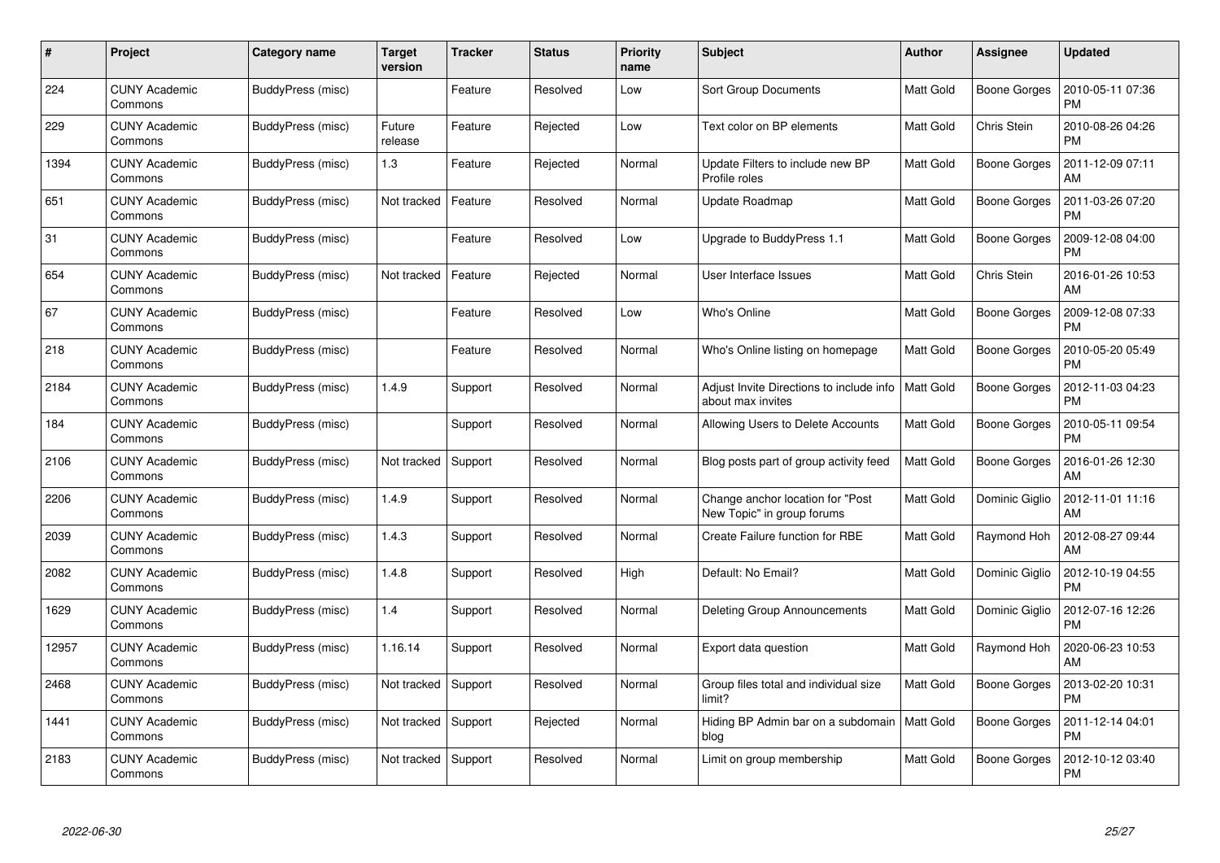| # | Project | Category name | Target version | Tracker | Status | Priority name | Subject | Author | Assignee | Updated |
|---|---|---|---|---|---|---|---|---|---|---|
| 224 | CUNY Academic Commons | BuddyPress (misc) | | Feature | Resolved | Low | Sort Group Documents | Matt Gold | Boone Gorges | 2010-05-11 07:36 PM |
| 229 | CUNY Academic Commons | BuddyPress (misc) | Future release | Feature | Rejected | Low | Text color on BP elements | Matt Gold | Chris Stein | 2010-08-26 04:26 PM |
| 1394 | CUNY Academic Commons | BuddyPress (misc) | 1.3 | Feature | Rejected | Normal | Update Filters to include new BP Profile roles | Matt Gold | Boone Gorges | 2011-12-09 07:11 AM |
| 651 | CUNY Academic Commons | BuddyPress (misc) | Not tracked | Feature | Resolved | Normal | Update Roadmap | Matt Gold | Boone Gorges | 2011-03-26 07:20 PM |
| 31 | CUNY Academic Commons | BuddyPress (misc) | | Feature | Resolved | Low | Upgrade to BuddyPress 1.1 | Matt Gold | Boone Gorges | 2009-12-08 04:00 PM |
| 654 | CUNY Academic Commons | BuddyPress (misc) | Not tracked | Feature | Rejected | Normal | User Interface Issues | Matt Gold | Chris Stein | 2016-01-26 10:53 AM |
| 67 | CUNY Academic Commons | BuddyPress (misc) | | Feature | Resolved | Low | Who's Online | Matt Gold | Boone Gorges | 2009-12-08 07:33 PM |
| 218 | CUNY Academic Commons | BuddyPress (misc) | | Feature | Resolved | Normal | Who's Online listing on homepage | Matt Gold | Boone Gorges | 2010-05-20 05:49 PM |
| 2184 | CUNY Academic Commons | BuddyPress (misc) | 1.4.9 | Support | Resolved | Normal | Adjust Invite Directions to include info about max invites | Matt Gold | Boone Gorges | 2012-11-03 04:23 PM |
| 184 | CUNY Academic Commons | BuddyPress (misc) | | Support | Resolved | Normal | Allowing Users to Delete Accounts | Matt Gold | Boone Gorges | 2010-05-11 09:54 PM |
| 2106 | CUNY Academic Commons | BuddyPress (misc) | Not tracked | Support | Resolved | Normal | Blog posts part of group activity feed | Matt Gold | Boone Gorges | 2016-01-26 12:30 AM |
| 2206 | CUNY Academic Commons | BuddyPress (misc) | 1.4.9 | Support | Resolved | Normal | Change anchor location for "Post New Topic" in group forums | Matt Gold | Dominic Giglio | 2012-11-01 11:16 AM |
| 2039 | CUNY Academic Commons | BuddyPress (misc) | 1.4.3 | Support | Resolved | Normal | Create Failure function for RBE | Matt Gold | Raymond Hoh | 2012-08-27 09:44 AM |
| 2082 | CUNY Academic Commons | BuddyPress (misc) | 1.4.8 | Support | Resolved | High | Default: No Email? | Matt Gold | Dominic Giglio | 2012-10-19 04:55 PM |
| 1629 | CUNY Academic Commons | BuddyPress (misc) | 1.4 | Support | Resolved | Normal | Deleting Group Announcements | Matt Gold | Dominic Giglio | 2012-07-16 12:26 PM |
| 12957 | CUNY Academic Commons | BuddyPress (misc) | 1.16.14 | Support | Resolved | Normal | Export data question | Matt Gold | Raymond Hoh | 2020-06-23 10:53 AM |
| 2468 | CUNY Academic Commons | BuddyPress (misc) | Not tracked | Support | Resolved | Normal | Group files total and individual size limit? | Matt Gold | Boone Gorges | 2013-02-20 10:31 PM |
| 1441 | CUNY Academic Commons | BuddyPress (misc) | Not tracked | Support | Rejected | Normal | Hiding BP Admin bar on a subdomain blog | Matt Gold | Boone Gorges | 2011-12-14 04:01 PM |
| 2183 | CUNY Academic Commons | BuddyPress (misc) | Not tracked | Support | Resolved | Normal | Limit on group membership | Matt Gold | Boone Gorges | 2012-10-12 03:40 PM |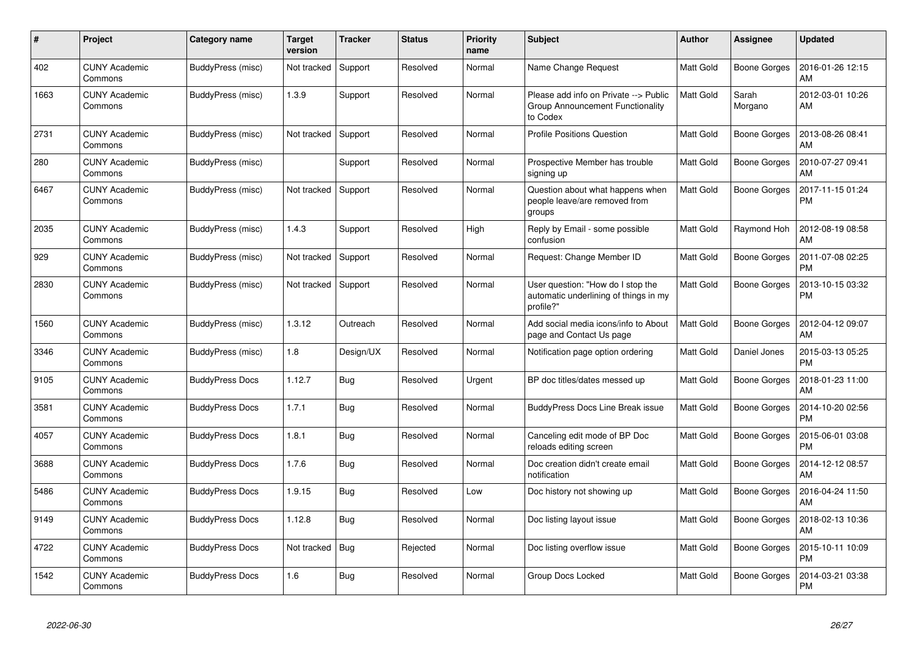| # | Project | Category name | Target version | Tracker | Status | Priority name | Subject | Author | Assignee | Updated |
|---|---|---|---|---|---|---|---|---|---|---|
| 402 | CUNY Academic Commons | BuddyPress (misc) | Not tracked | Support | Resolved | Normal | Name Change Request | Matt Gold | Boone Gorges | 2016-01-26 12:15 AM |
| 1663 | CUNY Academic Commons | BuddyPress (misc) | 1.3.9 | Support | Resolved | Normal | Please add info on Private --> Public Group Announcement Functionality to Codex | Matt Gold | Sarah Morgano | 2012-03-01 10:26 AM |
| 2731 | CUNY Academic Commons | BuddyPress (misc) | Not tracked | Support | Resolved | Normal | Profile Positions Question | Matt Gold | Boone Gorges | 2013-08-26 08:41 AM |
| 280 | CUNY Academic Commons | BuddyPress (misc) | | Support | Resolved | Normal | Prospective Member has trouble signing up | Matt Gold | Boone Gorges | 2010-07-27 09:41 AM |
| 6467 | CUNY Academic Commons | BuddyPress (misc) | Not tracked | Support | Resolved | Normal | Question about what happens when people leave/are removed from groups | Matt Gold | Boone Gorges | 2017-11-15 01:24 PM |
| 2035 | CUNY Academic Commons | BuddyPress (misc) | 1.4.3 | Support | Resolved | High | Reply by Email - some possible confusion | Matt Gold | Raymond Hoh | 2012-08-19 08:58 AM |
| 929 | CUNY Academic Commons | BuddyPress (misc) | Not tracked | Support | Resolved | Normal | Request: Change Member ID | Matt Gold | Boone Gorges | 2011-07-08 02:25 PM |
| 2830 | CUNY Academic Commons | BuddyPress (misc) | Not tracked | Support | Resolved | Normal | User question: "How do I stop the automatic underlining of things in my profile?" | Matt Gold | Boone Gorges | 2013-10-15 03:32 PM |
| 1560 | CUNY Academic Commons | BuddyPress (misc) | 1.3.12 | Outreach | Resolved | Normal | Add social media icons/info to About page and Contact Us page | Matt Gold | Boone Gorges | 2012-04-12 09:07 AM |
| 3346 | CUNY Academic Commons | BuddyPress (misc) | 1.8 | Design/UX | Resolved | Normal | Notification page option ordering | Matt Gold | Daniel Jones | 2015-03-13 05:25 PM |
| 9105 | CUNY Academic Commons | BuddyPress Docs | 1.12.7 | Bug | Resolved | Urgent | BP doc titles/dates messed up | Matt Gold | Boone Gorges | 2018-01-23 11:00 AM |
| 3581 | CUNY Academic Commons | BuddyPress Docs | 1.7.1 | Bug | Resolved | Normal | BuddyPress Docs Line Break issue | Matt Gold | Boone Gorges | 2014-10-20 02:56 PM |
| 4057 | CUNY Academic Commons | BuddyPress Docs | 1.8.1 | Bug | Resolved | Normal | Canceling edit mode of BP Doc reloads editing screen | Matt Gold | Boone Gorges | 2015-06-01 03:08 PM |
| 3688 | CUNY Academic Commons | BuddyPress Docs | 1.7.6 | Bug | Resolved | Normal | Doc creation didn't create email notification | Matt Gold | Boone Gorges | 2014-12-12 08:57 AM |
| 5486 | CUNY Academic Commons | BuddyPress Docs | 1.9.15 | Bug | Resolved | Low | Doc history not showing up | Matt Gold | Boone Gorges | 2016-04-24 11:50 AM |
| 9149 | CUNY Academic Commons | BuddyPress Docs | 1.12.8 | Bug | Resolved | Normal | Doc listing layout issue | Matt Gold | Boone Gorges | 2018-02-13 10:36 AM |
| 4722 | CUNY Academic Commons | BuddyPress Docs | Not tracked | Bug | Rejected | Normal | Doc listing overflow issue | Matt Gold | Boone Gorges | 2015-10-11 10:09 PM |
| 1542 | CUNY Academic Commons | BuddyPress Docs | 1.6 | Bug | Resolved | Normal | Group Docs Locked | Matt Gold | Boone Gorges | 2014-03-21 03:38 PM |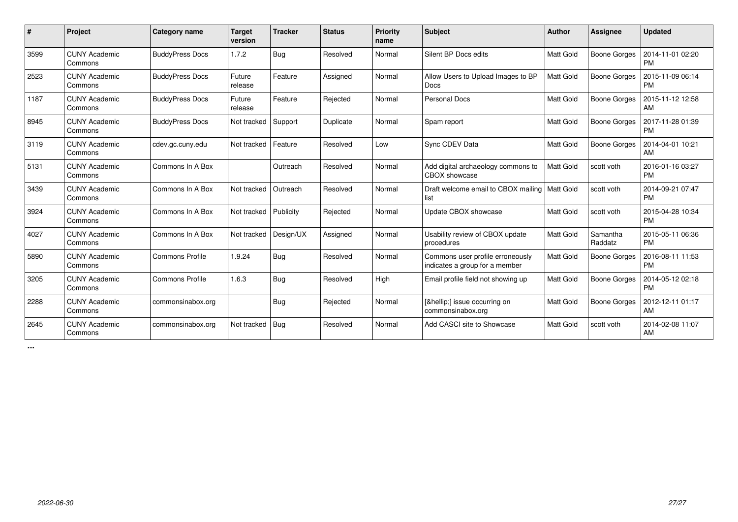| # | Project | Category name | Target version | Tracker | Status | Priority name | Subject | Author | Assignee | Updated |
|---|---|---|---|---|---|---|---|---|---|---|
| 3599 | CUNY Academic Commons | BuddyPress Docs | 1.7.2 | Bug | Resolved | Normal | Silent BP Docs edits | Matt Gold | Boone Gorges | 2014-11-01 02:20 PM |
| 2523 | CUNY Academic Commons | BuddyPress Docs | Future release | Feature | Assigned | Normal | Allow Users to Upload Images to BP Docs | Matt Gold | Boone Gorges | 2015-11-09 06:14 PM |
| 1187 | CUNY Academic Commons | BuddyPress Docs | Future release | Feature | Rejected | Normal | Personal Docs | Matt Gold | Boone Gorges | 2015-11-12 12:58 AM |
| 8945 | CUNY Academic Commons | BuddyPress Docs | Not tracked | Support | Duplicate | Normal | Spam report | Matt Gold | Boone Gorges | 2017-11-28 01:39 PM |
| 3119 | CUNY Academic Commons | cdev.gc.cuny.edu | Not tracked | Feature | Resolved | Low | Sync CDEV Data | Matt Gold | Boone Gorges | 2014-04-01 10:21 AM |
| 5131 | CUNY Academic Commons | Commons In A Box | | Outreach | Resolved | Normal | Add digital archaeology commons to CBOX showcase | Matt Gold | scott voth | 2016-01-16 03:27 PM |
| 3439 | CUNY Academic Commons | Commons In A Box | Not tracked | Outreach | Resolved | Normal | Draft welcome email to CBOX mailing list | Matt Gold | scott voth | 2014-09-21 07:47 PM |
| 3924 | CUNY Academic Commons | Commons In A Box | Not tracked | Publicity | Rejected | Normal | Update CBOX showcase | Matt Gold | scott voth | 2015-04-28 10:34 PM |
| 4027 | CUNY Academic Commons | Commons In A Box | Not tracked | Design/UX | Assigned | Normal | Usability review of CBOX update procedures | Matt Gold | Samantha Raddatz | 2015-05-11 06:36 PM |
| 5890 | CUNY Academic Commons | Commons Profile | 1.9.24 | Bug | Resolved | Normal | Commons user profile erroneously indicates a group for a member | Matt Gold | Boone Gorges | 2016-08-11 11:53 PM |
| 3205 | CUNY Academic Commons | Commons Profile | 1.6.3 | Bug | Resolved | High | Email profile field not showing up | Matt Gold | Boone Gorges | 2014-05-12 02:18 PM |
| 2288 | CUNY Academic Commons | commonsinabox.org | | Bug | Rejected | Normal | [&hellip;] issue occurring on commonsinabox.org | Matt Gold | Boone Gorges | 2012-12-11 01:17 AM |
| 2645 | CUNY Academic Commons | commonsinabox.org | Not tracked | Bug | Resolved | Normal | Add CASCI site to Showcase | Matt Gold | scott voth | 2014-02-08 11:07 AM |

...